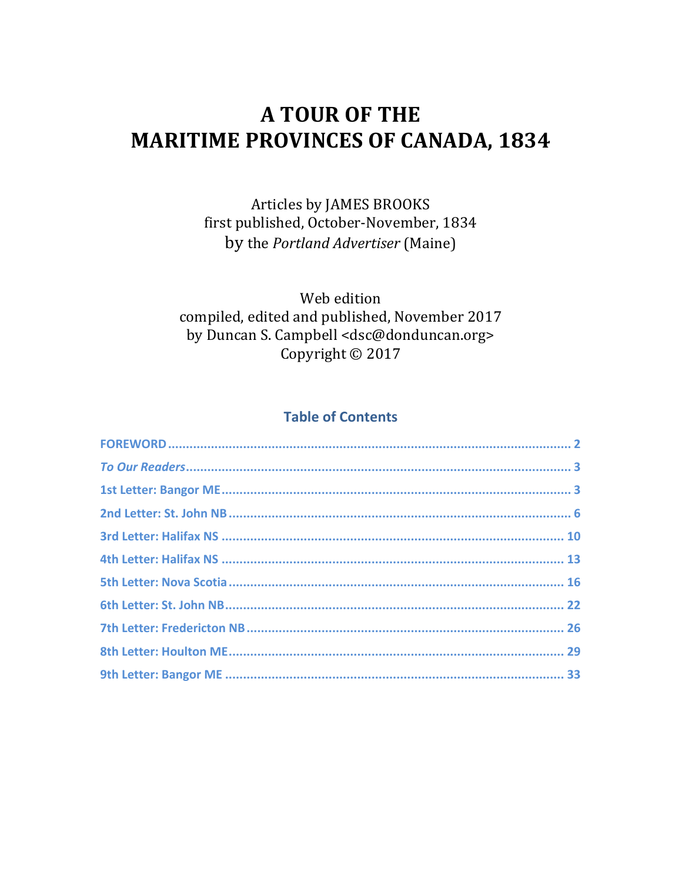# A TOUR OF THE MARITIME PROVINCES OF CANADA, 1834

Articles by JAMES BROOKS
first published, October-November, 1834
by the *Portland Advertiser* (Maine)

Web edition
compiled, edited and published, November 2017
by Duncan S. Campbell <dsc@donduncan.org>
Copyright © 2017

## Table of Contents

FOREWORD ........................................................................ 2
*To Our Readers* ........................................................................ 3
1st Letter: Bangor ME ........................................................................ 3
2nd Letter: St. John NB ........................................................................ 6
3rd Letter: Halifax NS ........................................................................ 10
4th Letter: Halifax NS ........................................................................ 13
5th Letter: Nova Scotia ........................................................................ 16
6th Letter: St. John NB ........................................................................ 22
7th Letter: Fredericton NB ........................................................................ 26
8th Letter: Houlton ME ........................................................................ 29
9th Letter: Bangor ME ........................................................................ 33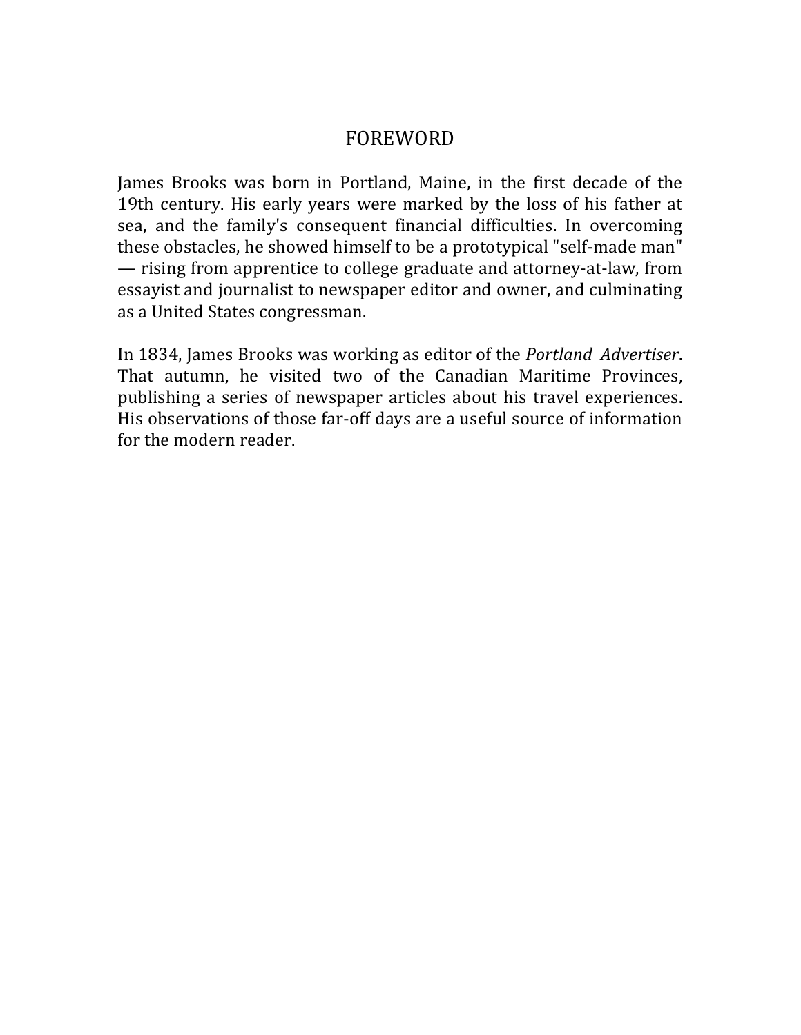# FOREWORD

James Brooks was born in Portland, Maine, in the first decade of the 19th century. His early years were marked by the loss of his father at sea, and the family's consequent financial difficulties. In overcoming these obstacles, he showed himself to be a prototypical "self-made man" — rising from apprentice to college graduate and attorney-at-law, from essayist and journalist to newspaper editor and owner, and culminating as a United States congressman.

In 1834, James Brooks was working as editor of the *Portland Advertiser*. That autumn, he visited two of the Canadian Maritime Provinces, publishing a series of newspaper articles about his travel experiences. His observations of those far-off days are a useful source of information for the modern reader.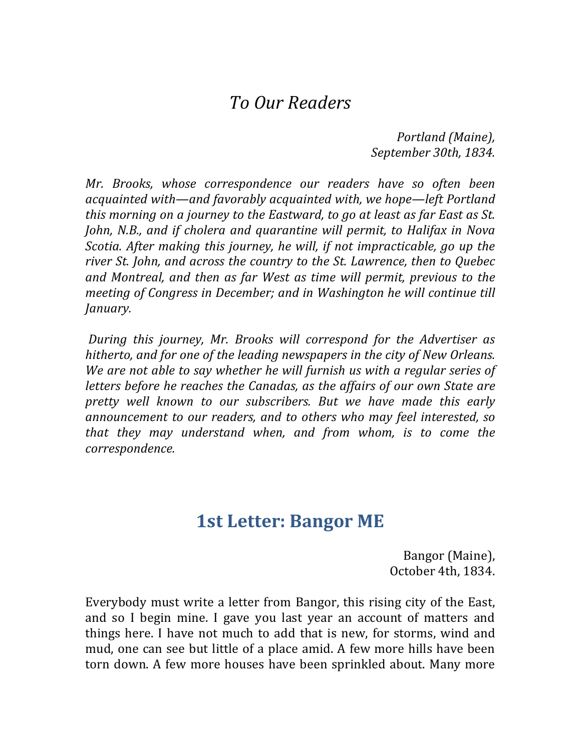## *To Our Readers*

*Portland (Maine),*
*September 30th, 1834.*

*Mr. Brooks, whose correspondence our readers have so often been acquainted with—and favorably acquainted with, we hope—left Portland this morning on a journey to the Eastward, to go at least as far East as St. John, N.B., and if cholera and quarantine will permit, to Halifax in Nova Scotia. After making this journey, he will, if not impracticable, go up the river St. John, and across the country to the St. Lawrence, then to Quebec and Montreal, and then as far West as time will permit, previous to the meeting of Congress in December; and in Washington he will continue till January.*

*During this journey, Mr. Brooks will correspond for the Advertiser as hitherto, and for one of the leading newspapers in the city of New Orleans. We are not able to say whether he will furnish us with a regular series of letters before he reaches the Canadas, as the affairs of our own State are pretty well known to our subscribers. But we have made this early announcement to our readers, and to others who may feel interested, so that they may understand when, and from whom, is to come the correspondence.*

## 1st Letter: Bangor ME

Bangor (Maine),
October 4th, 1834.

Everybody must write a letter from Bangor, this rising city of the East, and so I begin mine. I gave you last year an account of matters and things here. I have not much to add that is new, for storms, wind and mud, one can see but little of a place amid. A few more hills have been torn down. A few more houses have been sprinkled about. Many more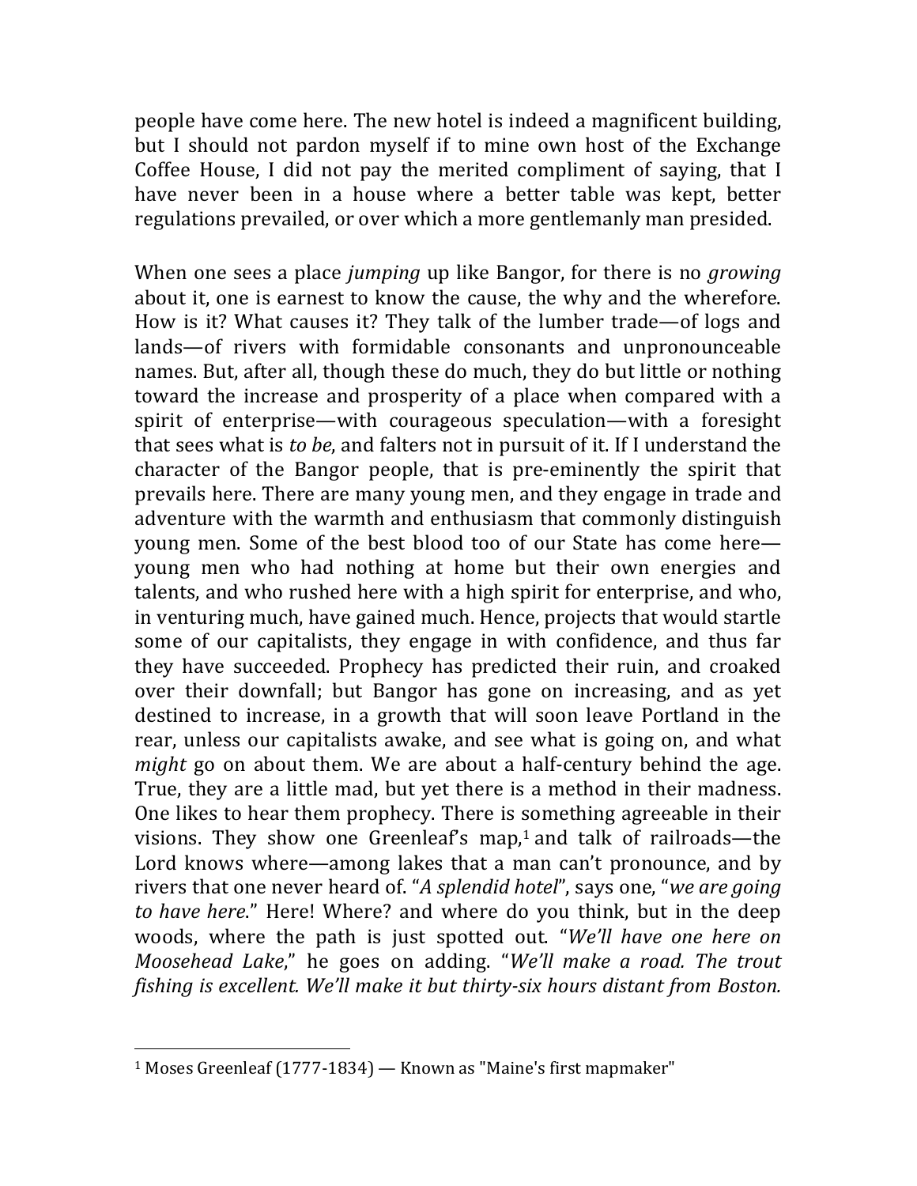people have come here. The new hotel is indeed a magnificent building, but I should not pardon myself if to mine own host of the Exchange Coffee House, I did not pay the merited compliment of saying, that I have never been in a house where a better table was kept, better regulations prevailed, or over which a more gentlemanly man presided.

When one sees a place *jumping* up like Bangor, for there is no *growing* about it, one is earnest to know the cause, the why and the wherefore. How is it? What causes it? They talk of the lumber trade—of logs and lands—of rivers with formidable consonants and unpronounceable names. But, after all, though these do much, they do but little or nothing toward the increase and prosperity of a place when compared with a spirit of enterprise—with courageous speculation—with a foresight that sees what is *to be*, and falters not in pursuit of it. If I understand the character of the Bangor people, that is pre-eminently the spirit that prevails here. There are many young men, and they engage in trade and adventure with the warmth and enthusiasm that commonly distinguish young men. Some of the best blood too of our State has come here—young men who had nothing at home but their own energies and talents, and who rushed here with a high spirit for enterprise, and who, in venturing much, have gained much. Hence, projects that would startle some of our capitalists, they engage in with confidence, and thus far they have succeeded. Prophecy has predicted their ruin, and croaked over their downfall; but Bangor has gone on increasing, and as yet destined to increase, in a growth that will soon leave Portland in the rear, unless our capitalists awake, and see what is going on, and what *might* go on about them. We are about a half-century behind the age. True, they are a little mad, but yet there is a method in their madness. One likes to hear them prophecy. There is something agreeable in their visions. They show one Greenleaf's map,[1] and talk of railroads—the Lord knows where—among lakes that a man can't pronounce, and by rivers that one never heard of. "*A splendid hotel*", says one, "*we are going to have here*." Here! Where? and where do you think, but in the deep woods, where the path is just spotted out. "*We'll have one here on Moosehead Lake*," he goes on adding. "*We'll make a road. The trout fishing is excellent. We'll make it but thirty-six hours distant from Boston.*

---

[1] Moses Greenleaf (1777-1834) — Known as "Maine's first mapmaker"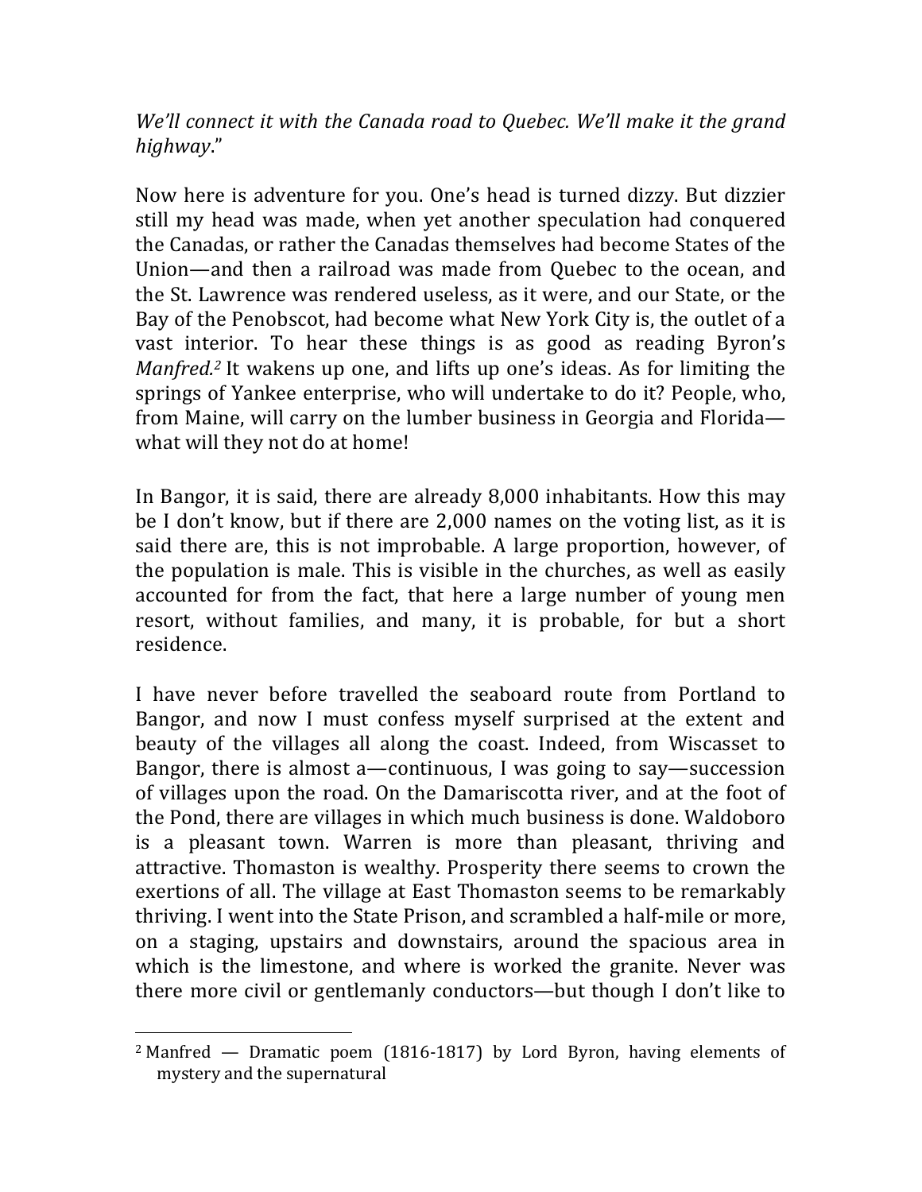*We'll connect it with the Canada road to Quebec. We'll make it the grand highway*."

Now here is adventure for you. One's head is turned dizzy. But dizzier still my head was made, when yet another speculation had conquered the Canadas, or rather the Canadas themselves had become States of the Union—and then a railroad was made from Quebec to the ocean, and the St. Lawrence was rendered useless, as it were, and our State, or the Bay of the Penobscot, had become what New York City is, the outlet of a vast interior. To hear these things is as good as reading Byron's *Manfred.*[2] It wakens up one, and lifts up one's ideas. As for limiting the springs of Yankee enterprise, who will undertake to do it? People, who, from Maine, will carry on the lumber business in Georgia and Florida—what will they not do at home!

In Bangor, it is said, there are already 8,000 inhabitants. How this may be I don't know, but if there are 2,000 names on the voting list, as it is said there are, this is not improbable. A large proportion, however, of the population is male. This is visible in the churches, as well as easily accounted for from the fact, that here a large number of young men resort, without families, and many, it is probable, for but a short residence.

I have never before travelled the seaboard route from Portland to Bangor, and now I must confess myself surprised at the extent and beauty of the villages all along the coast. Indeed, from Wiscasset to Bangor, there is almost a—continuous, I was going to say—succession of villages upon the road. On the Damariscotta river, and at the foot of the Pond, there are villages in which much business is done. Waldoboro is a pleasant town. Warren is more than pleasant, thriving and attractive. Thomaston is wealthy. Prosperity there seems to crown the exertions of all. The village at East Thomaston seems to be remarkably thriving. I went into the State Prison, and scrambled a half-mile or more, on a staging, upstairs and downstairs, around the spacious area in which is the limestone, and where is worked the granite. Never was there more civil or gentlemanly conductors—but though I don't like to

---

[2] Manfred — Dramatic poem (1816-1817) by Lord Byron, having elements of mystery and the supernatural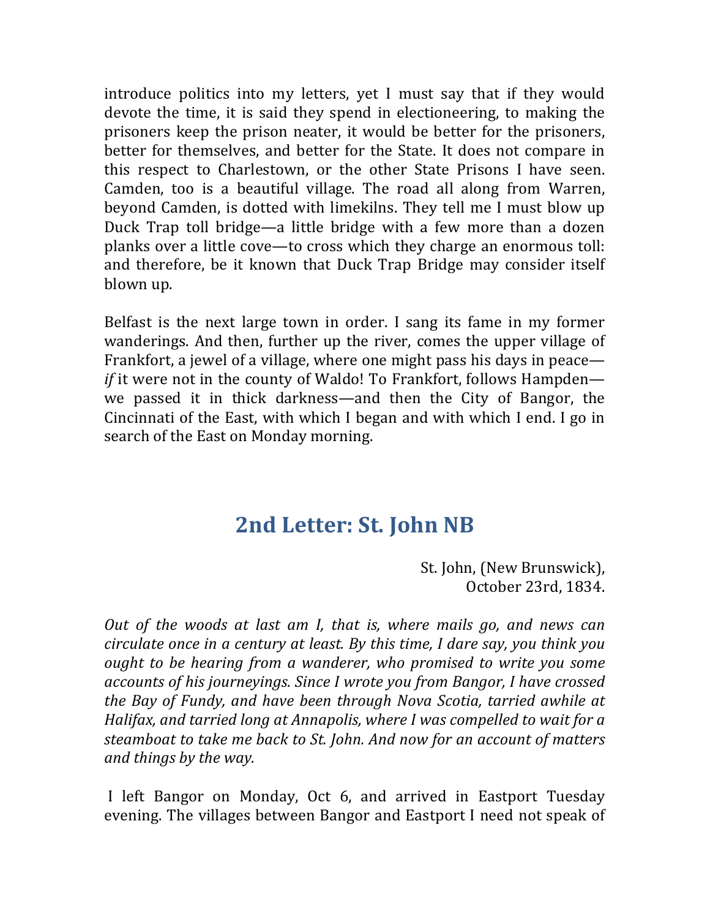introduce politics into my letters, yet I must say that if they would devote the time, it is said they spend in electioneering, to making the prisoners keep the prison neater, it would be better for the prisoners, better for themselves, and better for the State. It does not compare in this respect to Charlestown, or the other State Prisons I have seen. Camden, too is a beautiful village. The road all along from Warren, beyond Camden, is dotted with limekilns. They tell me I must blow up Duck Trap toll bridge—a little bridge with a few more than a dozen planks over a little cove—to cross which they charge an enormous toll: and therefore, be it known that Duck Trap Bridge may consider itself blown up.

Belfast is the next large town in order. I sang its fame in my former wanderings. And then, further up the river, comes the upper village of Frankfort, a jewel of a village, where one might pass his days in peace—*if* it were not in the county of Waldo! To Frankfort, follows Hampden—we passed it in thick darkness—and then the City of Bangor, the Cincinnati of the East, with which I began and with which I end. I go in search of the East on Monday morning.

## 2nd Letter: St. John NB

St. John, (New Brunswick),
October 23rd, 1834.

*Out of the woods at last am I, that is, where mails go, and news can circulate once in a century at least. By this time, I dare say, you think you ought to be hearing from a wanderer, who promised to write you some accounts of his journeyings. Since I wrote you from Bangor, I have crossed the Bay of Fundy, and have been through Nova Scotia, tarried awhile at Halifax, and tarried long at Annapolis, where I was compelled to wait for a steamboat to take me back to St. John. And now for an account of matters and things by the way.*

I left Bangor on Monday, Oct 6, and arrived in Eastport Tuesday evening. The villages between Bangor and Eastport I need not speak of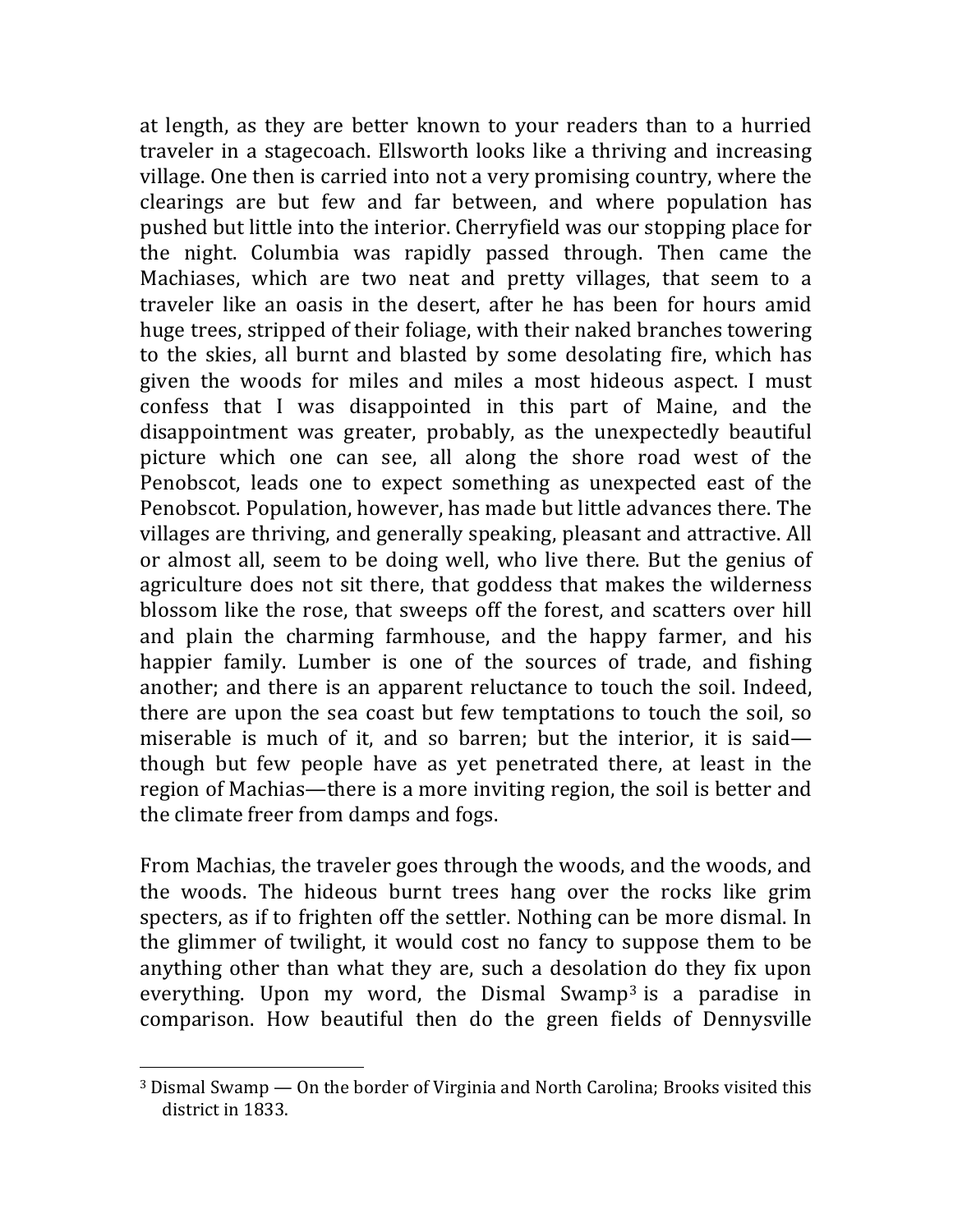at length, as they are better known to your readers than to a hurried traveler in a stagecoach. Ellsworth looks like a thriving and increasing village. One then is carried into not a very promising country, where the clearings are but few and far between, and where population has pushed but little into the interior. Cherryfield was our stopping place for the night. Columbia was rapidly passed through. Then came the Machiases, which are two neat and pretty villages, that seem to a traveler like an oasis in the desert, after he has been for hours amid huge trees, stripped of their foliage, with their naked branches towering to the skies, all burnt and blasted by some desolating fire, which has given the woods for miles and miles a most hideous aspect. I must confess that I was disappointed in this part of Maine, and the disappointment was greater, probably, as the unexpectedly beautiful picture which one can see, all along the shore road west of the Penobscot, leads one to expect something as unexpected east of the Penobscot. Population, however, has made but little advances there. The villages are thriving, and generally speaking, pleasant and attractive. All or almost all, seem to be doing well, who live there. But the genius of agriculture does not sit there, that goddess that makes the wilderness blossom like the rose, that sweeps off the forest, and scatters over hill and plain the charming farmhouse, and the happy farmer, and his happier family. Lumber is one of the sources of trade, and fishing another; and there is an apparent reluctance to touch the soil. Indeed, there are upon the sea coast but few temptations to touch the soil, so miserable is much of it, and so barren; but the interior, it is said—though but few people have as yet penetrated there, at least in the region of Machias—there is a more inviting region, the soil is better and the climate freer from damps and fogs.

From Machias, the traveler goes through the woods, and the woods, and the woods. The hideous burnt trees hang over the rocks like grim specters, as if to frighten off the settler. Nothing can be more dismal. In the glimmer of twilight, it would cost no fancy to suppose them to be anything other than what they are, such a desolation do they fix upon everything. Upon my word, the Dismal Swamp[3] is a paradise in comparison. How beautiful then do the green fields of Dennysville

[3] Dismal Swamp — On the border of Virginia and North Carolina; Brooks visited this district in 1833.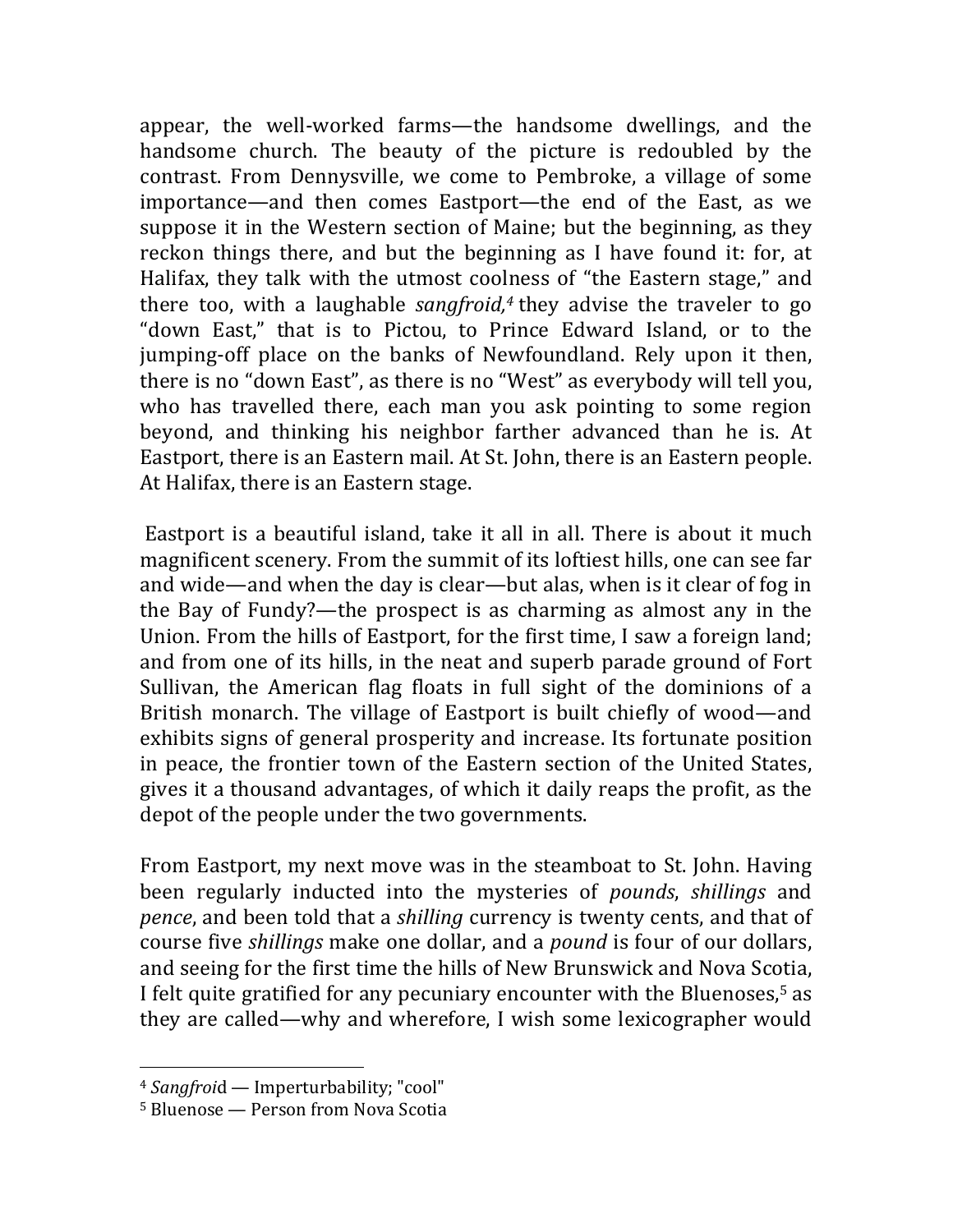appear, the well-worked farms—the handsome dwellings, and the handsome church. The beauty of the picture is redoubled by the contrast. From Dennysville, we come to Pembroke, a village of some importance—and then comes Eastport—the end of the East, as we suppose it in the Western section of Maine; but the beginning, as they reckon things there, and but the beginning as I have found it: for, at Halifax, they talk with the utmost coolness of "the Eastern stage," and there too, with a laughable *sangfroid,*[4] they advise the traveler to go "down East," that is to Pictou, to Prince Edward Island, or to the jumping-off place on the banks of Newfoundland. Rely upon it then, there is no "down East", as there is no "West" as everybody will tell you, who has travelled there, each man you ask pointing to some region beyond, and thinking his neighbor farther advanced than he is. At Eastport, there is an Eastern mail. At St. John, there is an Eastern people. At Halifax, there is an Eastern stage.

Eastport is a beautiful island, take it all in all. There is about it much magnificent scenery. From the summit of its loftiest hills, one can see far and wide—and when the day is clear—but alas, when is it clear of fog in the Bay of Fundy?—the prospect is as charming as almost any in the Union. From the hills of Eastport, for the first time, I saw a foreign land; and from one of its hills, in the neat and superb parade ground of Fort Sullivan, the American flag floats in full sight of the dominions of a British monarch. The village of Eastport is built chiefly of wood—and exhibits signs of general prosperity and increase. Its fortunate position in peace, the frontier town of the Eastern section of the United States, gives it a thousand advantages, of which it daily reaps the profit, as the depot of the people under the two governments.

From Eastport, my next move was in the steamboat to St. John. Having been regularly inducted into the mysteries of *pounds*, *shillings* and *pence*, and been told that a *shilling* currency is twenty cents, and that of course five *shillings* make one dollar, and a *pound* is four of our dollars, and seeing for the first time the hills of New Brunswick and Nova Scotia, I felt quite gratified for any pecuniary encounter with the Bluenoses,[5] as they are called—why and wherefore, I wish some lexicographer would

---

[4] *Sangfroid* — Imperturbability; "cool"

[5] Bluenose — Person from Nova Scotia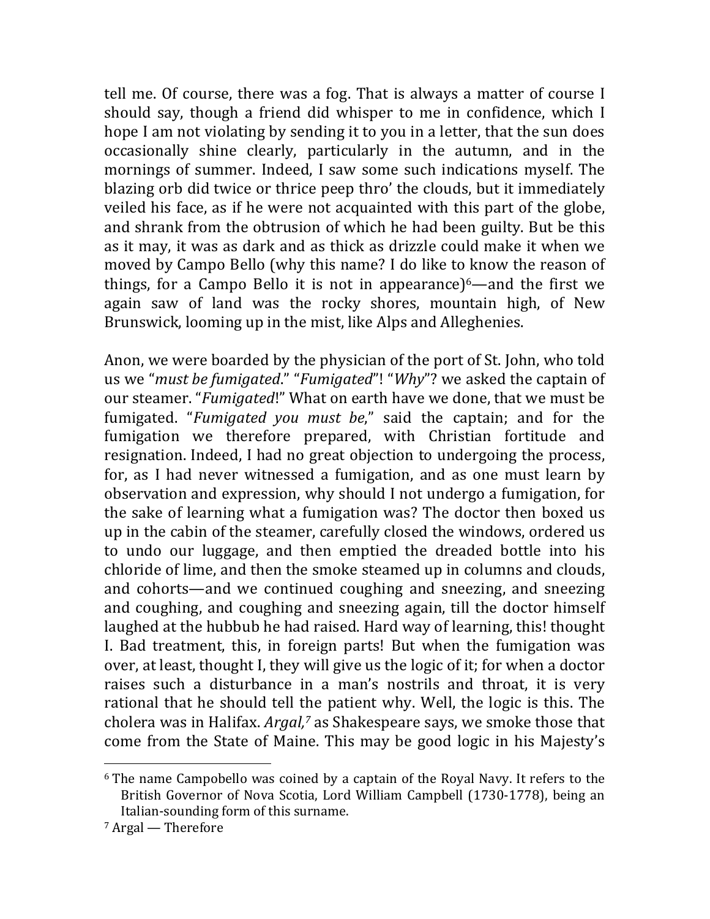tell me. Of course, there was a fog. That is always a matter of course I should say, though a friend did whisper to me in confidence, which I hope I am not violating by sending it to you in a letter, that the sun does occasionally shine clearly, particularly in the autumn, and in the mornings of summer. Indeed, I saw some such indications myself. The blazing orb did twice or thrice peep thro' the clouds, but it immediately veiled his face, as if he were not acquainted with this part of the globe, and shrank from the obtrusion of which he had been guilty. But be this as it may, it was as dark and as thick as drizzle could make it when we moved by Campo Bello (why this name? I do like to know the reason of things, for a Campo Bello it is not in appearance)[6]—and the first we again saw of land was the rocky shores, mountain high, of New Brunswick, looming up in the mist, like Alps and Alleghenies.

Anon, we were boarded by the physician of the port of St. John, who told us we "*must be fumigated*." "*Fumigated*"! "*Why*"? we asked the captain of our steamer. "*Fumigated*!" What on earth have we done, that we must be fumigated. "*Fumigated you must be*," said the captain; and for the fumigation we therefore prepared, with Christian fortitude and resignation. Indeed, I had no great objection to undergoing the process, for, as I had never witnessed a fumigation, and as one must learn by observation and expression, why should I not undergo a fumigation, for the sake of learning what a fumigation was? The doctor then boxed us up in the cabin of the steamer, carefully closed the windows, ordered us to undo our luggage, and then emptied the dreaded bottle into his chloride of lime, and then the smoke steamed up in columns and clouds, and cohorts—and we continued coughing and sneezing, and sneezing and coughing, and coughing and sneezing again, till the doctor himself laughed at the hubbub he had raised. Hard way of learning, this! thought I. Bad treatment, this, in foreign parts! But when the fumigation was over, at least, thought I, they will give us the logic of it; for when a doctor raises such a disturbance in a man's nostrils and throat, it is very rational that he should tell the patient why. Well, the logic is this. The cholera was in Halifax. *Argal,*[7] as Shakespeare says, we smoke those that come from the State of Maine. This may be good logic in his Majesty's

---

[6] The name Campobello was coined by a captain of the Royal Navy. It refers to the British Governor of Nova Scotia, Lord William Campbell (1730-1778), being an Italian-sounding form of this surname.

[7] Argal — Therefore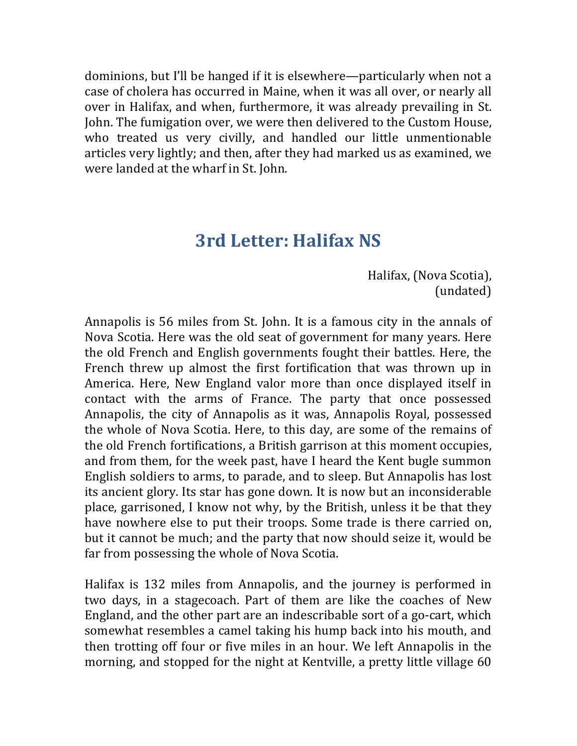dominions, but I'll be hanged if it is elsewhere—particularly when not a case of cholera has occurred in Maine, when it was all over, or nearly all over in Halifax, and when, furthermore, it was already prevailing in St. John. The fumigation over, we were then delivered to the Custom House, who treated us very civilly, and handled our little unmentionable articles very lightly; and then, after they had marked us as examined, we were landed at the wharf in St. John.

## 3rd Letter: Halifax NS

Halifax, (Nova Scotia),
(undated)

Annapolis is 56 miles from St. John. It is a famous city in the annals of Nova Scotia. Here was the old seat of government for many years. Here the old French and English governments fought their battles. Here, the French threw up almost the first fortification that was thrown up in America. Here, New England valor more than once displayed itself in contact with the arms of France. The party that once possessed Annapolis, the city of Annapolis as it was, Annapolis Royal, possessed the whole of Nova Scotia. Here, to this day, are some of the remains of the old French fortifications, a British garrison at this moment occupies, and from them, for the week past, have I heard the Kent bugle summon English soldiers to arms, to parade, and to sleep. But Annapolis has lost its ancient glory. Its star has gone down. It is now but an inconsiderable place, garrisoned, I know not why, by the British, unless it be that they have nowhere else to put their troops. Some trade is there carried on, but it cannot be much; and the party that now should seize it, would be far from possessing the whole of Nova Scotia.

Halifax is 132 miles from Annapolis, and the journey is performed in two days, in a stagecoach. Part of them are like the coaches of New England, and the other part are an indescribable sort of a go-cart, which somewhat resembles a camel taking his hump back into his mouth, and then trotting off four or five miles in an hour. We left Annapolis in the morning, and stopped for the night at Kentville, a pretty little village 60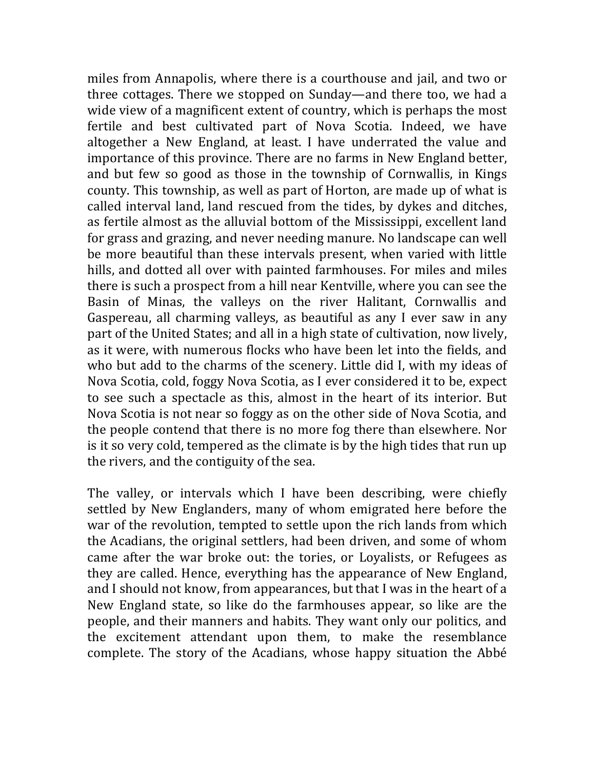miles from Annapolis, where there is a courthouse and jail, and two or three cottages. There we stopped on Sunday—and there too, we had a wide view of a magnificent extent of country, which is perhaps the most fertile and best cultivated part of Nova Scotia. Indeed, we have altogether a New England, at least. I have underrated the value and importance of this province. There are no farms in New England better, and but few so good as those in the township of Cornwallis, in Kings county. This township, as well as part of Horton, are made up of what is called interval land, land rescued from the tides, by dykes and ditches, as fertile almost as the alluvial bottom of the Mississippi, excellent land for grass and grazing, and never needing manure. No landscape can well be more beautiful than these intervals present, when varied with little hills, and dotted all over with painted farmhouses. For miles and miles there is such a prospect from a hill near Kentville, where you can see the Basin of Minas, the valleys on the river Halitant, Cornwallis and Gaspereau, all charming valleys, as beautiful as any I ever saw in any part of the United States; and all in a high state of cultivation, now lively, as it were, with numerous flocks who have been let into the fields, and who but add to the charms of the scenery. Little did I, with my ideas of Nova Scotia, cold, foggy Nova Scotia, as I ever considered it to be, expect to see such a spectacle as this, almost in the heart of its interior. But Nova Scotia is not near so foggy as on the other side of Nova Scotia, and the people contend that there is no more fog there than elsewhere. Nor is it so very cold, tempered as the climate is by the high tides that run up the rivers, and the contiguity of the sea.

The valley, or intervals which I have been describing, were chiefly settled by New Englanders, many of whom emigrated here before the war of the revolution, tempted to settle upon the rich lands from which the Acadians, the original settlers, had been driven, and some of whom came after the war broke out: the tories, or Loyalists, or Refugees as they are called. Hence, everything has the appearance of New England, and I should not know, from appearances, but that I was in the heart of a New England state, so like do the farmhouses appear, so like are the people, and their manners and habits. They want only our politics, and the excitement attendant upon them, to make the resemblance complete. The story of the Acadians, whose happy situation the Abbé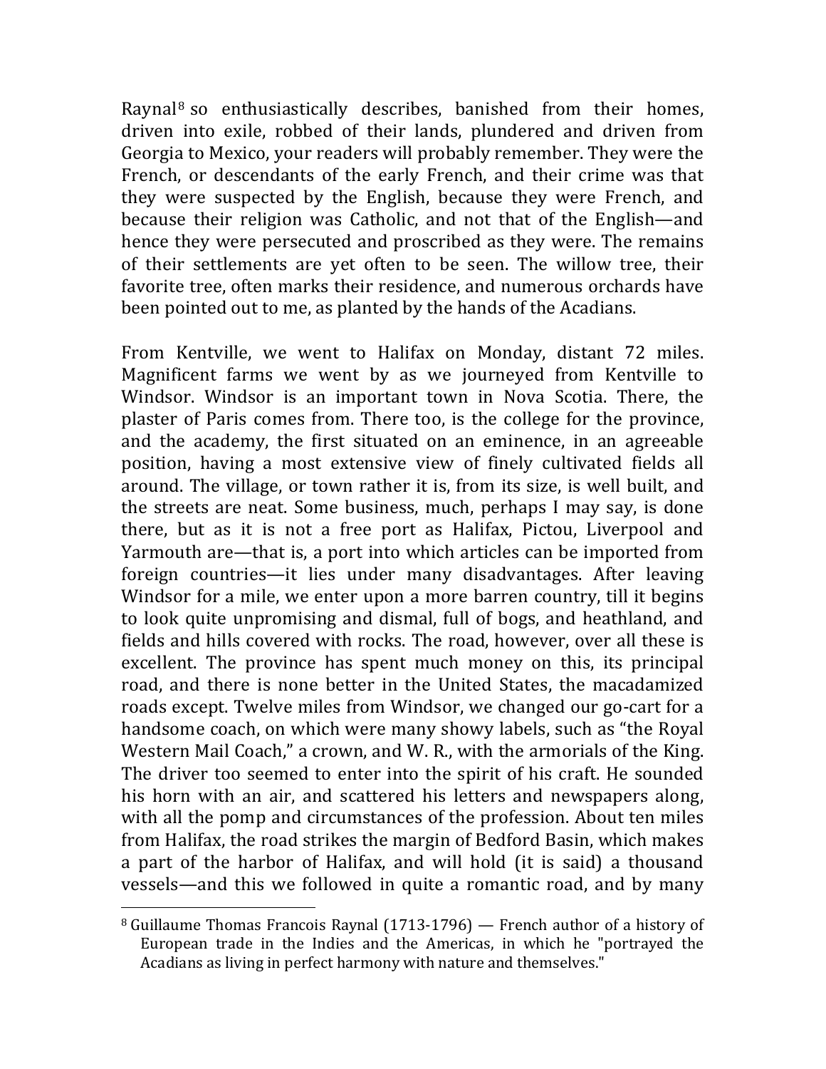Raynal[8] so enthusiastically describes, banished from their homes, driven into exile, robbed of their lands, plundered and driven from Georgia to Mexico, your readers will probably remember. They were the French, or descendants of the early French, and their crime was that they were suspected by the English, because they were French, and because their religion was Catholic, and not that of the English—and hence they were persecuted and proscribed as they were. The remains of their settlements are yet often to be seen. The willow tree, their favorite tree, often marks their residence, and numerous orchards have been pointed out to me, as planted by the hands of the Acadians.

From Kentville, we went to Halifax on Monday, distant 72 miles. Magnificent farms we went by as we journeyed from Kentville to Windsor. Windsor is an important town in Nova Scotia. There, the plaster of Paris comes from. There too, is the college for the province, and the academy, the first situated on an eminence, in an agreeable position, having a most extensive view of finely cultivated fields all around. The village, or town rather it is, from its size, is well built, and the streets are neat. Some business, much, perhaps I may say, is done there, but as it is not a free port as Halifax, Pictou, Liverpool and Yarmouth are—that is, a port into which articles can be imported from foreign countries—it lies under many disadvantages. After leaving Windsor for a mile, we enter upon a more barren country, till it begins to look quite unpromising and dismal, full of bogs, and heathland, and fields and hills covered with rocks. The road, however, over all these is excellent. The province has spent much money on this, its principal road, and there is none better in the United States, the macadamized roads except. Twelve miles from Windsor, we changed our go-cart for a handsome coach, on which were many showy labels, such as "the Royal Western Mail Coach," a crown, and W. R., with the armorials of the King. The driver too seemed to enter into the spirit of his craft. He sounded his horn with an air, and scattered his letters and newspapers along, with all the pomp and circumstances of the profession. About ten miles from Halifax, the road strikes the margin of Bedford Basin, which makes a part of the harbor of Halifax, and will hold (it is said) a thousand vessels—and this we followed in quite a romantic road, and by many

---

[8] Guillaume Thomas Francois Raynal (1713-1796) — French author of a history of European trade in the Indies and the Americas, in which he "portrayed the Acadians as living in perfect harmony with nature and themselves."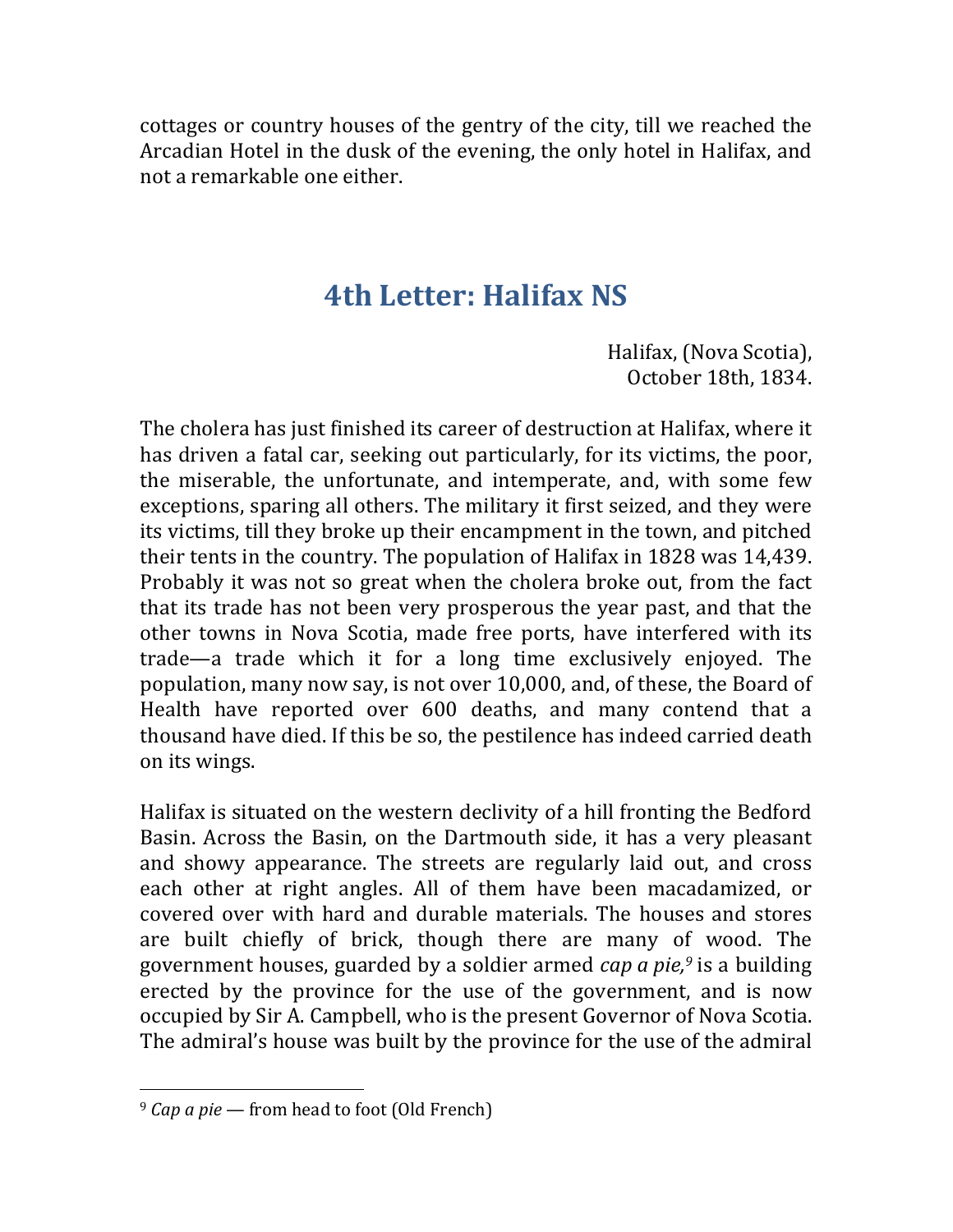cottages or country houses of the gentry of the city, till we reached the Arcadian Hotel in the dusk of the evening, the only hotel in Halifax, and not a remarkable one either.

## 4th Letter: Halifax NS

Halifax, (Nova Scotia),
October 18th, 1834.

The cholera has just finished its career of destruction at Halifax, where it has driven a fatal car, seeking out particularly, for its victims, the poor, the miserable, the unfortunate, and intemperate, and, with some few exceptions, sparing all others. The military it first seized, and they were its victims, till they broke up their encampment in the town, and pitched their tents in the country. The population of Halifax in 1828 was 14,439. Probably it was not so great when the cholera broke out, from the fact that its trade has not been very prosperous the year past, and that the other towns in Nova Scotia, made free ports, have interfered with its trade—a trade which it for a long time exclusively enjoyed. The population, many now say, is not over 10,000, and, of these, the Board of Health have reported over 600 deaths, and many contend that a thousand have died. If this be so, the pestilence has indeed carried death on its wings.

Halifax is situated on the western declivity of a hill fronting the Bedford Basin. Across the Basin, on the Dartmouth side, it has a very pleasant and showy appearance. The streets are regularly laid out, and cross each other at right angles. All of them have been macadamized, or covered over with hard and durable materials. The houses and stores are built chiefly of brick, though there are many of wood. The government houses, guarded by a soldier armed *cap a pie,*[9] is a building erected by the province for the use of the government, and is now occupied by Sir A. Campbell, who is the present Governor of Nova Scotia. The admiral's house was built by the province for the use of the admiral

[9] *Cap a pie* — from head to foot (Old French)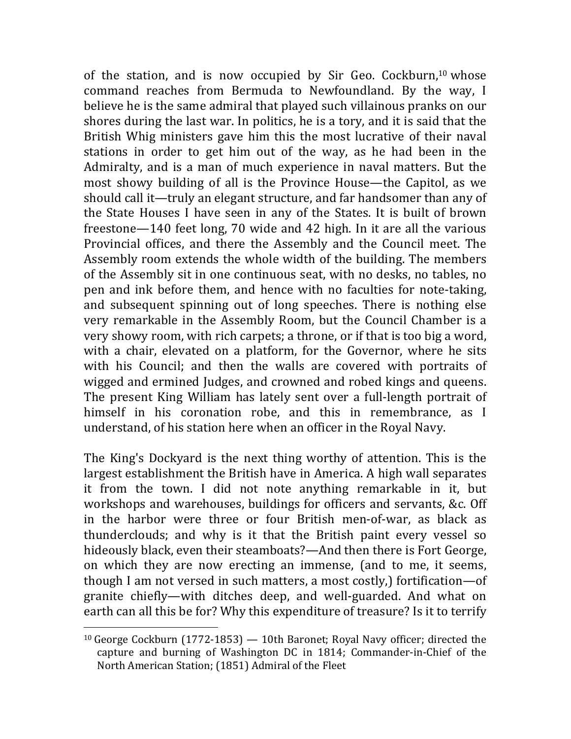of the station, and is now occupied by Sir Geo. Cockburn,[10] whose command reaches from Bermuda to Newfoundland. By the way, I believe he is the same admiral that played such villainous pranks on our shores during the last war. In politics, he is a tory, and it is said that the British Whig ministers gave him this the most lucrative of their naval stations in order to get him out of the way, as he had been in the Admiralty, and is a man of much experience in naval matters. But the most showy building of all is the Province House—the Capitol, as we should call it—truly an elegant structure, and far handsomer than any of the State Houses I have seen in any of the States. It is built of brown freestone—140 feet long, 70 wide and 42 high. In it are all the various Provincial offices, and there the Assembly and the Council meet. The Assembly room extends the whole width of the building. The members of the Assembly sit in one continuous seat, with no desks, no tables, no pen and ink before them, and hence with no faculties for note-taking, and subsequent spinning out of long speeches. There is nothing else very remarkable in the Assembly Room, but the Council Chamber is a very showy room, with rich carpets; a throne, or if that is too big a word, with a chair, elevated on a platform, for the Governor, where he sits with his Council; and then the walls are covered with portraits of wigged and ermined Judges, and crowned and robed kings and queens. The present King William has lately sent over a full-length portrait of himself in his coronation robe, and this in remembrance, as I understand, of his station here when an officer in the Royal Navy.

The King's Dockyard is the next thing worthy of attention. This is the largest establishment the British have in America. A high wall separates it from the town. I did not note anything remarkable in it, but workshops and warehouses, buildings for officers and servants, &c. Off in the harbor were three or four British men-of-war, as black as thunderclouds; and why is it that the British paint every vessel so hideously black, even their steamboats?—And then there is Fort George, on which they are now erecting an immense, (and to me, it seems, though I am not versed in such matters, a most costly,) fortification—of granite chiefly—with ditches deep, and well-guarded. And what on earth can all this be for? Why this expenditure of treasure? Is it to terrify

---

[10] George Cockburn (1772-1853) — 10th Baronet; Royal Navy officer; directed the capture and burning of Washington DC in 1814; Commander-in-Chief of the North American Station; (1851) Admiral of the Fleet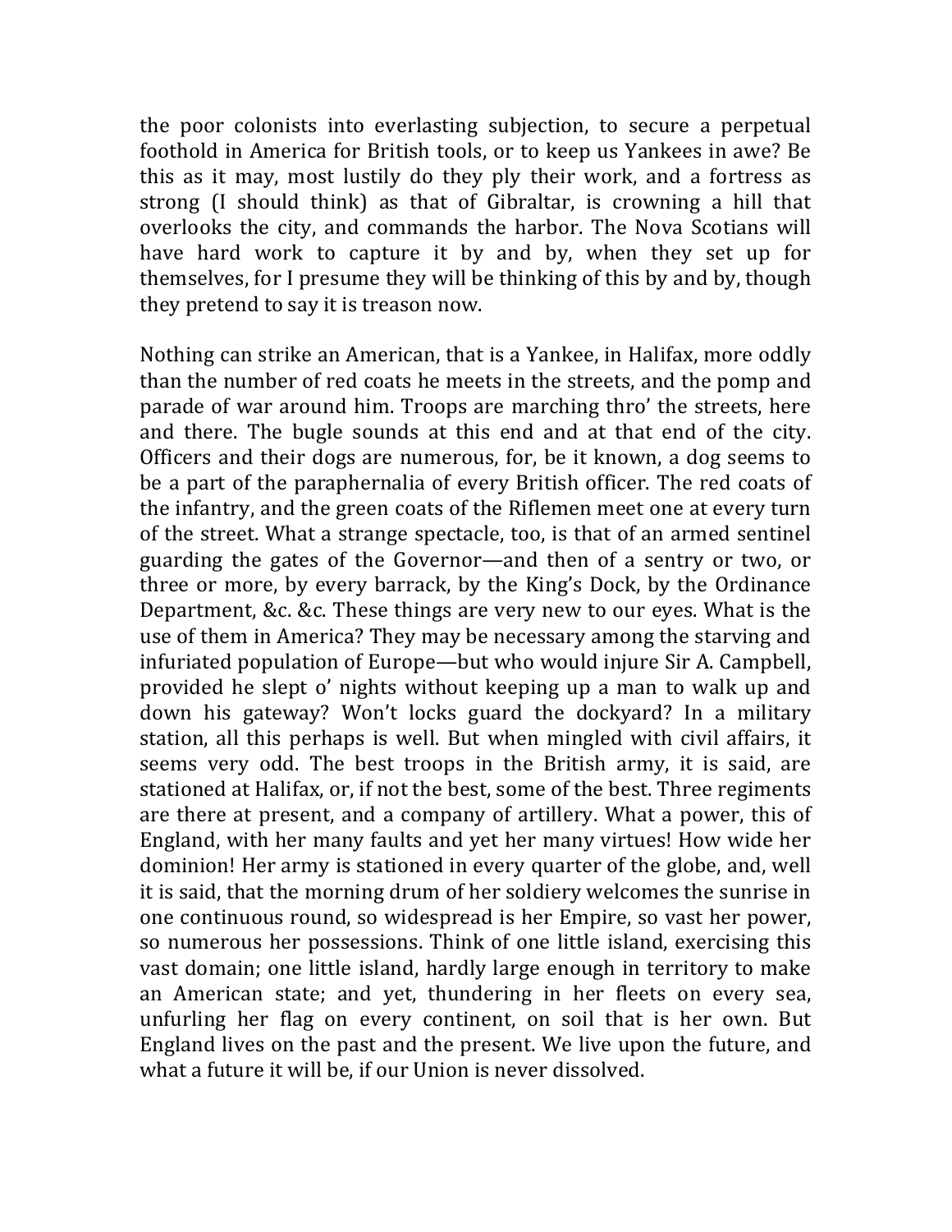the poor colonists into everlasting subjection, to secure a perpetual foothold in America for British tools, or to keep us Yankees in awe? Be this as it may, most lustily do they ply their work, and a fortress as strong (I should think) as that of Gibraltar, is crowning a hill that overlooks the city, and commands the harbor. The Nova Scotians will have hard work to capture it by and by, when they set up for themselves, for I presume they will be thinking of this by and by, though they pretend to say it is treason now.

Nothing can strike an American, that is a Yankee, in Halifax, more oddly than the number of red coats he meets in the streets, and the pomp and parade of war around him. Troops are marching thro' the streets, here and there. The bugle sounds at this end and at that end of the city. Officers and their dogs are numerous, for, be it known, a dog seems to be a part of the paraphernalia of every British officer. The red coats of the infantry, and the green coats of the Riflemen meet one at every turn of the street. What a strange spectacle, too, is that of an armed sentinel guarding the gates of the Governor—and then of a sentry or two, or three or more, by every barrack, by the King's Dock, by the Ordinance Department, &c. &c. These things are very new to our eyes. What is the use of them in America? They may be necessary among the starving and infuriated population of Europe—but who would injure Sir A. Campbell, provided he slept o' nights without keeping up a man to walk up and down his gateway? Won't locks guard the dockyard? In a military station, all this perhaps is well. But when mingled with civil affairs, it seems very odd. The best troops in the British army, it is said, are stationed at Halifax, or, if not the best, some of the best. Three regiments are there at present, and a company of artillery. What a power, this of England, with her many faults and yet her many virtues! How wide her dominion! Her army is stationed in every quarter of the globe, and, well it is said, that the morning drum of her soldiery welcomes the sunrise in one continuous round, so widespread is her Empire, so vast her power, so numerous her possessions. Think of one little island, exercising this vast domain; one little island, hardly large enough in territory to make an American state; and yet, thundering in her fleets on every sea, unfurling her flag on every continent, on soil that is her own. But England lives on the past and the present. We live upon the future, and what a future it will be, if our Union is never dissolved.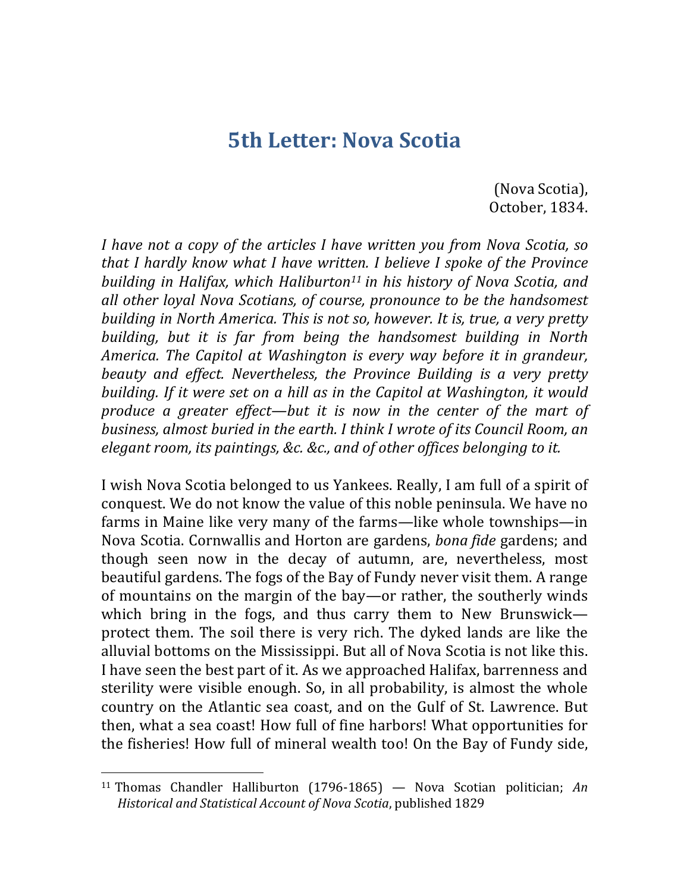# 5th Letter: Nova Scotia

(Nova Scotia),
October, 1834.

*I have not a copy of the articles I have written you from Nova Scotia, so that I hardly know what I have written. I believe I spoke of the Province building in Halifax, which Haliburton[11] in his history of Nova Scotia, and all other loyal Nova Scotians, of course, pronounce to be the handsomest building in North America. This is not so, however. It is, true, a very pretty building, but it is far from being the handsomest building in North America. The Capitol at Washington is every way before it in grandeur, beauty and effect. Nevertheless, the Province Building is a very pretty building. If it were set on a hill as in the Capitol at Washington, it would produce a greater effect—but it is now in the center of the mart of business, almost buried in the earth. I think I wrote of its Council Room, an elegant room, its paintings, &c. &c., and of other offices belonging to it.*

I wish Nova Scotia belonged to us Yankees. Really, I am full of a spirit of conquest. We do not know the value of this noble peninsula. We have no farms in Maine like very many of the farms—like whole townships—in Nova Scotia. Cornwallis and Horton are gardens, *bona fide* gardens; and though seen now in the decay of autumn, are, nevertheless, most beautiful gardens. The fogs of the Bay of Fundy never visit them. A range of mountains on the margin of the bay—or rather, the southerly winds which bring in the fogs, and thus carry them to New Brunswick—protect them. The soil there is very rich. The dyked lands are like the alluvial bottoms on the Mississippi. But all of Nova Scotia is not like this. I have seen the best part of it. As we approached Halifax, barrenness and sterility were visible enough. So, in all probability, is almost the whole country on the Atlantic sea coast, and on the Gulf of St. Lawrence. But then, what a sea coast! How full of fine harbors! What opportunities for the fisheries! How full of mineral wealth too! On the Bay of Fundy side,

[11] Thomas Chandler Halliburton (1796-1865) — Nova Scotian politician; *An Historical and Statistical Account of Nova Scotia*, published 1829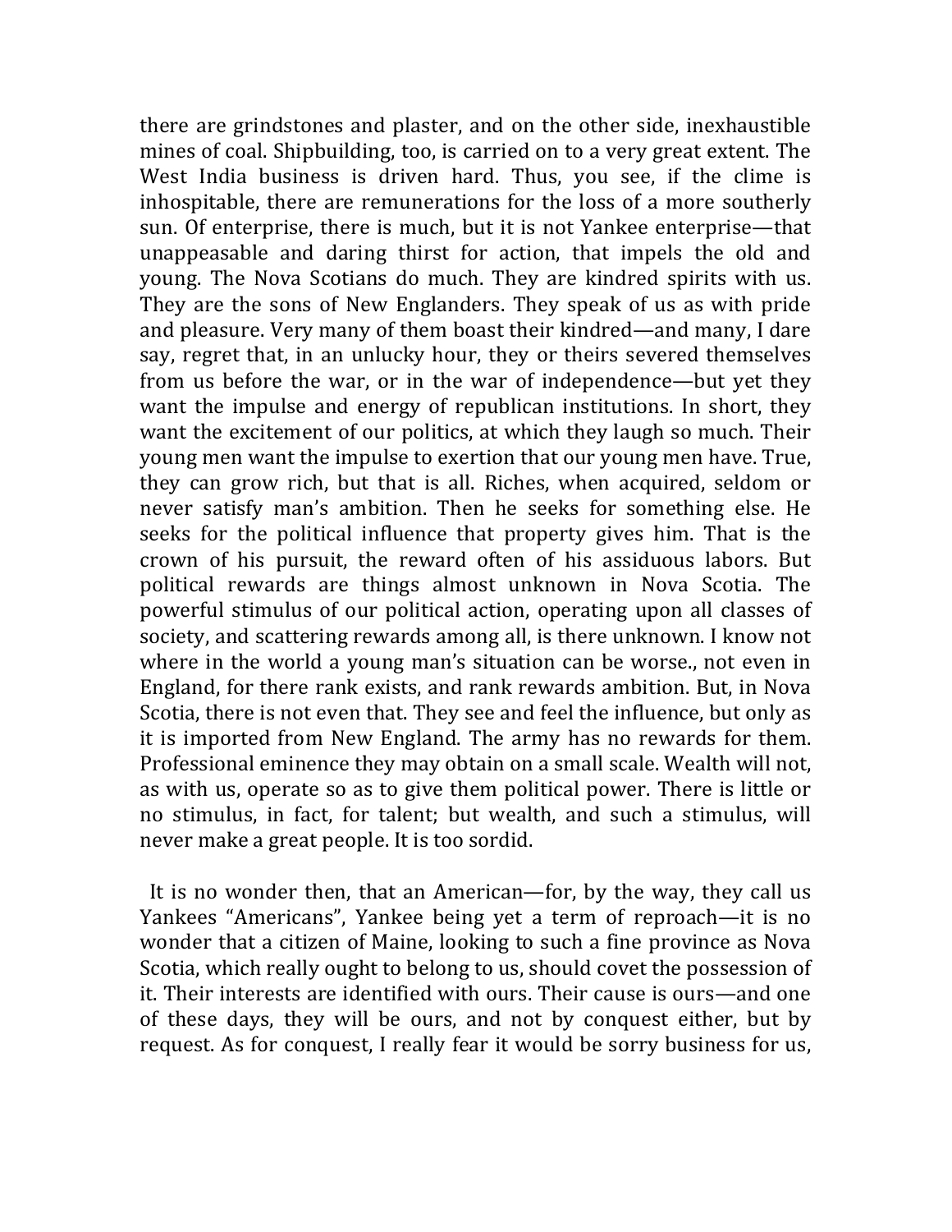there are grindstones and plaster, and on the other side, inexhaustible mines of coal. Shipbuilding, too, is carried on to a very great extent. The West India business is driven hard. Thus, you see, if the clime is inhospitable, there are remunerations for the loss of a more southerly sun. Of enterprise, there is much, but it is not Yankee enterprise—that unappeasable and daring thirst for action, that impels the old and young. The Nova Scotians do much. They are kindred spirits with us. They are the sons of New Englanders. They speak of us as with pride and pleasure. Very many of them boast their kindred—and many, I dare say, regret that, in an unlucky hour, they or theirs severed themselves from us before the war, or in the war of independence—but yet they want the impulse and energy of republican institutions. In short, they want the excitement of our politics, at which they laugh so much. Their young men want the impulse to exertion that our young men have. True, they can grow rich, but that is all. Riches, when acquired, seldom or never satisfy man's ambition. Then he seeks for something else. He seeks for the political influence that property gives him. That is the crown of his pursuit, the reward often of his assiduous labors. But political rewards are things almost unknown in Nova Scotia. The powerful stimulus of our political action, operating upon all classes of society, and scattering rewards among all, is there unknown. I know not where in the world a young man's situation can be worse., not even in England, for there rank exists, and rank rewards ambition. But, in Nova Scotia, there is not even that. They see and feel the influence, but only as it is imported from New England. The army has no rewards for them. Professional eminence they may obtain on a small scale. Wealth will not, as with us, operate so as to give them political power. There is little or no stimulus, in fact, for talent; but wealth, and such a stimulus, will never make a great people. It is too sordid.

It is no wonder then, that an American—for, by the way, they call us Yankees "Americans", Yankee being yet a term of reproach—it is no wonder that a citizen of Maine, looking to such a fine province as Nova Scotia, which really ought to belong to us, should covet the possession of it. Their interests are identified with ours. Their cause is ours—and one of these days, they will be ours, and not by conquest either, but by request. As for conquest, I really fear it would be sorry business for us,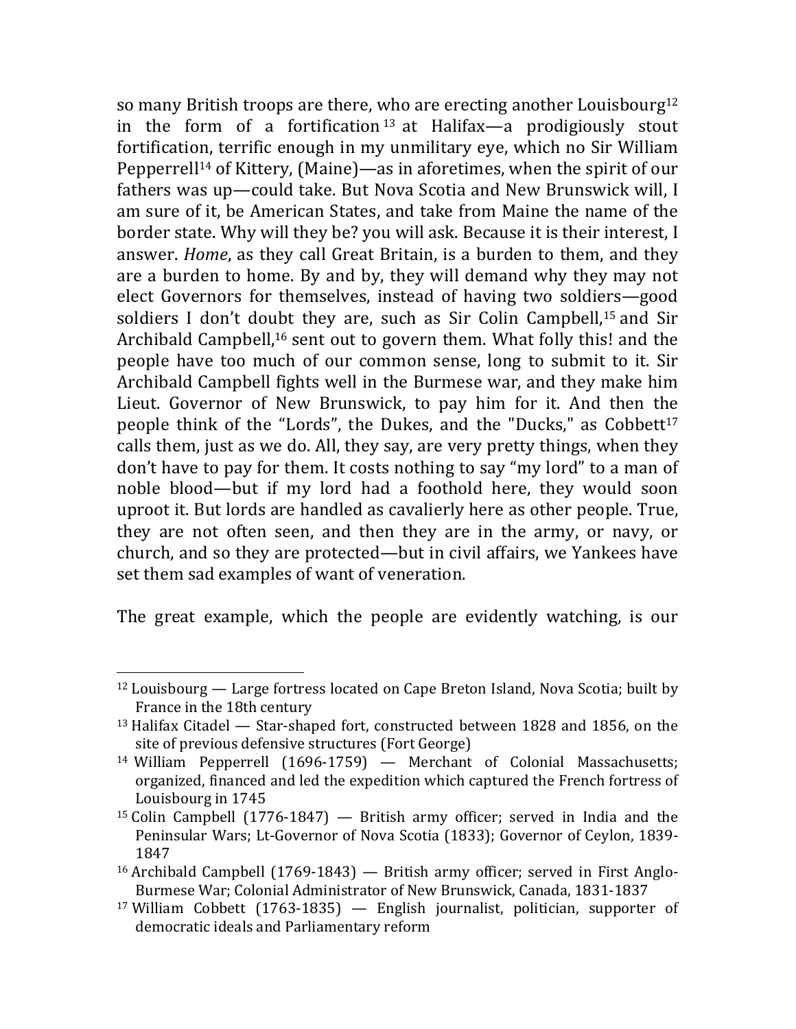so many British troops are there, who are erecting another Louisbourg[12] in the form of a fortification[13] at Halifax—a prodigiously stout fortification, terrific enough in my unmilitary eye, which no Sir William Pepperrell[14] of Kittery, (Maine)—as in aforetimes, when the spirit of our fathers was up—could take. But Nova Scotia and New Brunswick will, I am sure of it, be American States, and take from Maine the name of the border state. Why will they be? you will ask. Because it is their interest, I answer. *Home*, as they call Great Britain, is a burden to them, and they are a burden to home. By and by, they will demand why they may not elect Governors for themselves, instead of having two soldiers—good soldiers I don't doubt they are, such as Sir Colin Campbell,[15] and Sir Archibald Campbell,[16] sent out to govern them. What folly this! and the people have too much of our common sense, long to submit to it. Sir Archibald Campbell fights well in the Burmese war, and they make him Lieut. Governor of New Brunswick, to pay him for it. And then the people think of the "Lords", the Dukes, and the "Ducks," as Cobbett[17] calls them, just as we do. All, they say, are very pretty things, when they don't have to pay for them. It costs nothing to say "my lord" to a man of noble blood—but if my lord had a foothold here, they would soon uproot it. But lords are handled as cavalierly here as other people. True, they are not often seen, and then they are in the army, or navy, or church, and so they are protected—but in civil affairs, we Yankees have set them sad examples of want of veneration.

The great example, which the people are evidently watching, is our

---

[12] Louisbourg — Large fortress located on Cape Breton Island, Nova Scotia; built by France in the 18th century

[13] Halifax Citadel — Star-shaped fort, constructed between 1828 and 1856, on the site of previous defensive structures (Fort George)

[14] William Pepperrell (1696-1759) — Merchant of Colonial Massachusetts; organized, financed and led the expedition which captured the French fortress of Louisbourg in 1745

[15] Colin Campbell (1776-1847) — British army officer; served in India and the Peninsular Wars; Lt-Governor of Nova Scotia (1833); Governor of Ceylon, 1839-1847

[16] Archibald Campbell (1769-1843) — British army officer; served in First Anglo-Burmese War; Colonial Administrator of New Brunswick, Canada, 1831-1837

[17] William Cobbett (1763-1835) — English journalist, politician, supporter of democratic ideals and Parliamentary reform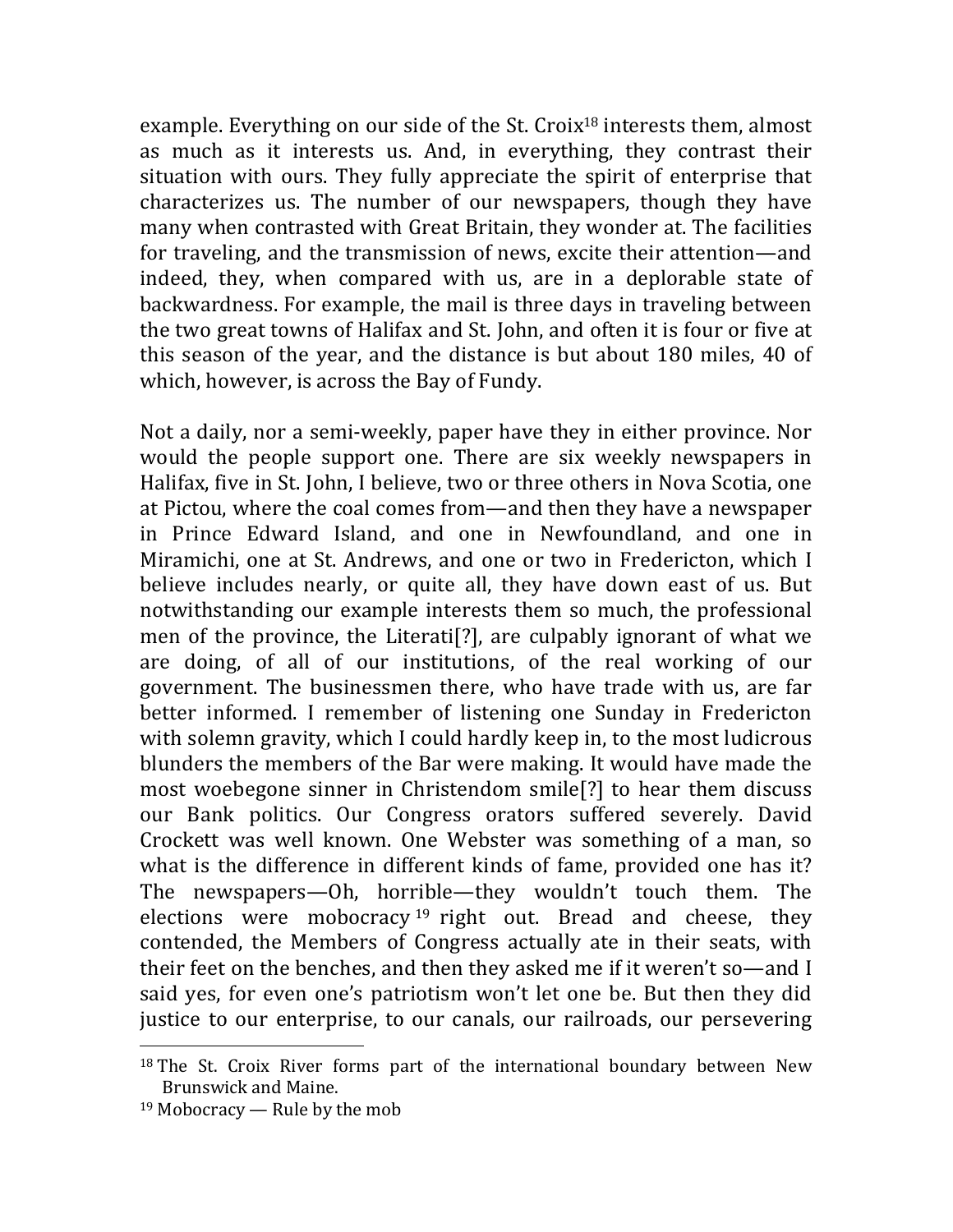example. Everything on our side of the St. Croix[18] interests them, almost as much as it interests us. And, in everything, they contrast their situation with ours. They fully appreciate the spirit of enterprise that characterizes us. The number of our newspapers, though they have many when contrasted with Great Britain, they wonder at. The facilities for traveling, and the transmission of news, excite their attention—and indeed, they, when compared with us, are in a deplorable state of backwardness. For example, the mail is three days in traveling between the two great towns of Halifax and St. John, and often it is four or five at this season of the year, and the distance is but about 180 miles, 40 of which, however, is across the Bay of Fundy.

Not a daily, nor a semi-weekly, paper have they in either province. Nor would the people support one. There are six weekly newspapers in Halifax, five in St. John, I believe, two or three others in Nova Scotia, one at Pictou, where the coal comes from—and then they have a newspaper in Prince Edward Island, and one in Newfoundland, and one in Miramichi, one at St. Andrews, and one or two in Fredericton, which I believe includes nearly, or quite all, they have down east of us. But notwithstanding our example interests them so much, the professional men of the province, the Literati[?], are culpably ignorant of what we are doing, of all of our institutions, of the real working of our government. The businessmen there, who have trade with us, are far better informed. I remember of listening one Sunday in Fredericton with solemn gravity, which I could hardly keep in, to the most ludicrous blunders the members of the Bar were making. It would have made the most woebegone sinner in Christendom smile[?] to hear them discuss our Bank politics. Our Congress orators suffered severely. David Crockett was well known. One Webster was something of a man, so what is the difference in different kinds of fame, provided one has it? The newspapers—Oh, horrible—they wouldn't touch them. The elections were mobocracy[19] right out. Bread and cheese, they contended, the Members of Congress actually ate in their seats, with their feet on the benches, and then they asked me if it weren't so—and I said yes, for even one's patriotism won't let one be. But then they did justice to our enterprise, to our canals, our railroads, our persevering

---

[18] The St. Croix River forms part of the international boundary between New Brunswick and Maine.

[19] Mobocracy — Rule by the mob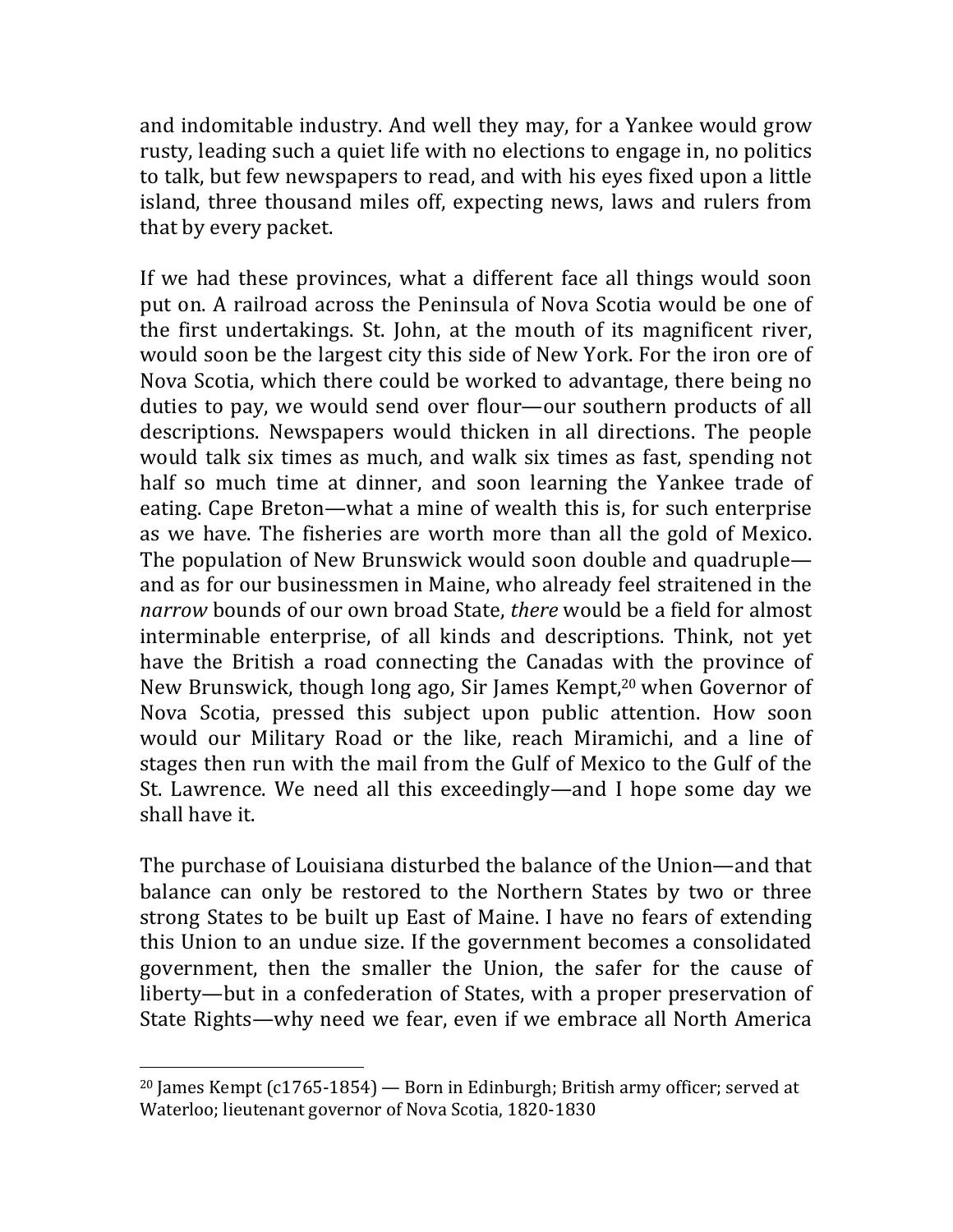and indomitable industry. And well they may, for a Yankee would grow rusty, leading such a quiet life with no elections to engage in, no politics to talk, but few newspapers to read, and with his eyes fixed upon a little island, three thousand miles off, expecting news, laws and rulers from that by every packet.

If we had these provinces, what a different face all things would soon put on. A railroad across the Peninsula of Nova Scotia would be one of the first undertakings. St. John, at the mouth of its magnificent river, would soon be the largest city this side of New York. For the iron ore of Nova Scotia, which there could be worked to advantage, there being no duties to pay, we would send over flour—our southern products of all descriptions. Newspapers would thicken in all directions. The people would talk six times as much, and walk six times as fast, spending not half so much time at dinner, and soon learning the Yankee trade of eating. Cape Breton—what a mine of wealth this is, for such enterprise as we have. The fisheries are worth more than all the gold of Mexico. The population of New Brunswick would soon double and quadruple—and as for our businessmen in Maine, who already feel straitened in the *narrow* bounds of our own broad State, *there* would be a field for almost interminable enterprise, of all kinds and descriptions. Think, not yet have the British a road connecting the Canadas with the province of New Brunswick, though long ago, Sir James Kempt,[20] when Governor of Nova Scotia, pressed this subject upon public attention. How soon would our Military Road or the like, reach Miramichi, and a line of stages then run with the mail from the Gulf of Mexico to the Gulf of the St. Lawrence. We need all this exceedingly—and I hope some day we shall have it.

The purchase of Louisiana disturbed the balance of the Union—and that balance can only be restored to the Northern States by two or three strong States to be built up East of Maine. I have no fears of extending this Union to an undue size. If the government becomes a consolidated government, then the smaller the Union, the safer for the cause of liberty—but in a confederation of States, with a proper preservation of State Rights—why need we fear, even if we embrace all North America

[20] James Kempt (c1765-1854) — Born in Edinburgh; British army officer; served at Waterloo; lieutenant governor of Nova Scotia, 1820-1830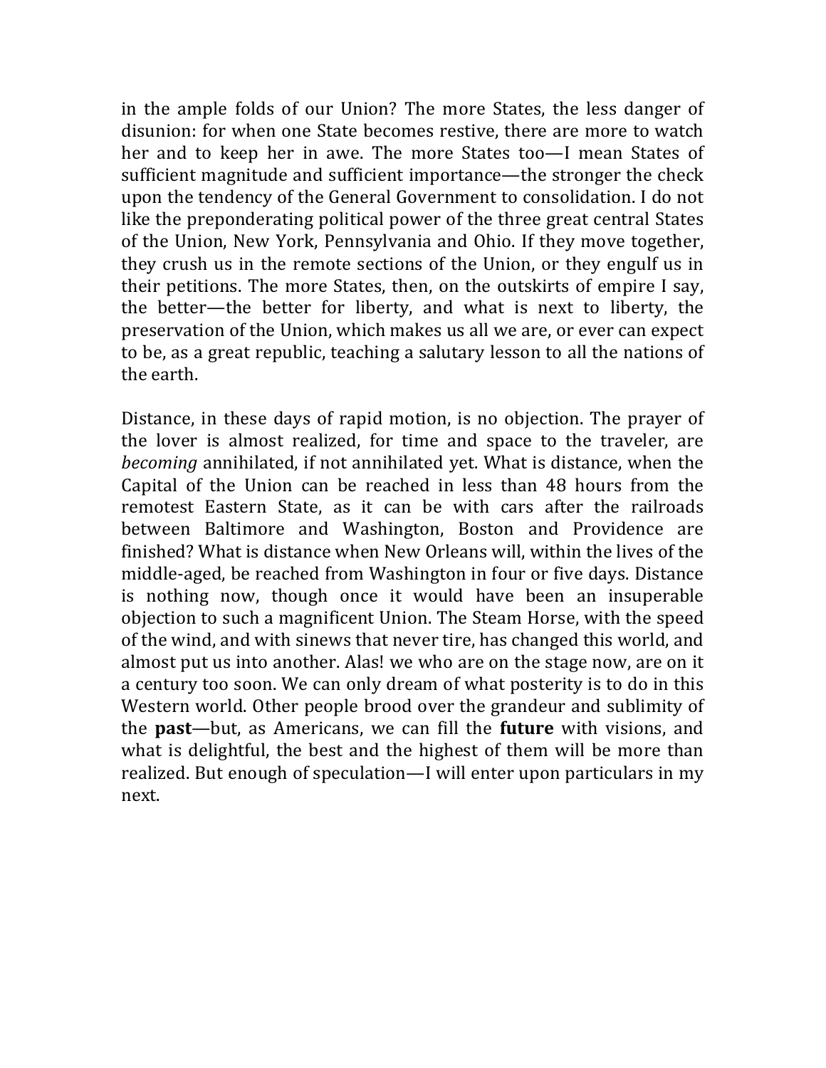in the ample folds of our Union? The more States, the less danger of disunion: for when one State becomes restive, there are more to watch her and to keep her in awe. The more States too—I mean States of sufficient magnitude and sufficient importance—the stronger the check upon the tendency of the General Government to consolidation. I do not like the preponderating political power of the three great central States of the Union, New York, Pennsylvania and Ohio. If they move together, they crush us in the remote sections of the Union, or they engulf us in their petitions. The more States, then, on the outskirts of empire I say, the better—the better for liberty, and what is next to liberty, the preservation of the Union, which makes us all we are, or ever can expect to be, as a great republic, teaching a salutary lesson to all the nations of the earth.

Distance, in these days of rapid motion, is no objection. The prayer of the lover is almost realized, for time and space to the traveler, are *becoming* annihilated, if not annihilated yet. What is distance, when the Capital of the Union can be reached in less than 48 hours from the remotest Eastern State, as it can be with cars after the railroads between Baltimore and Washington, Boston and Providence are finished? What is distance when New Orleans will, within the lives of the middle-aged, be reached from Washington in four or five days. Distance is nothing now, though once it would have been an insuperable objection to such a magnificent Union. The Steam Horse, with the speed of the wind, and with sinews that never tire, has changed this world, and almost put us into another. Alas! we who are on the stage now, are on it a century too soon. We can only dream of what posterity is to do in this Western world. Other people brood over the grandeur and sublimity of the **past**—but, as Americans, we can fill the **future** with visions, and what is delightful, the best and the highest of them will be more than realized. But enough of speculation—I will enter upon particulars in my next.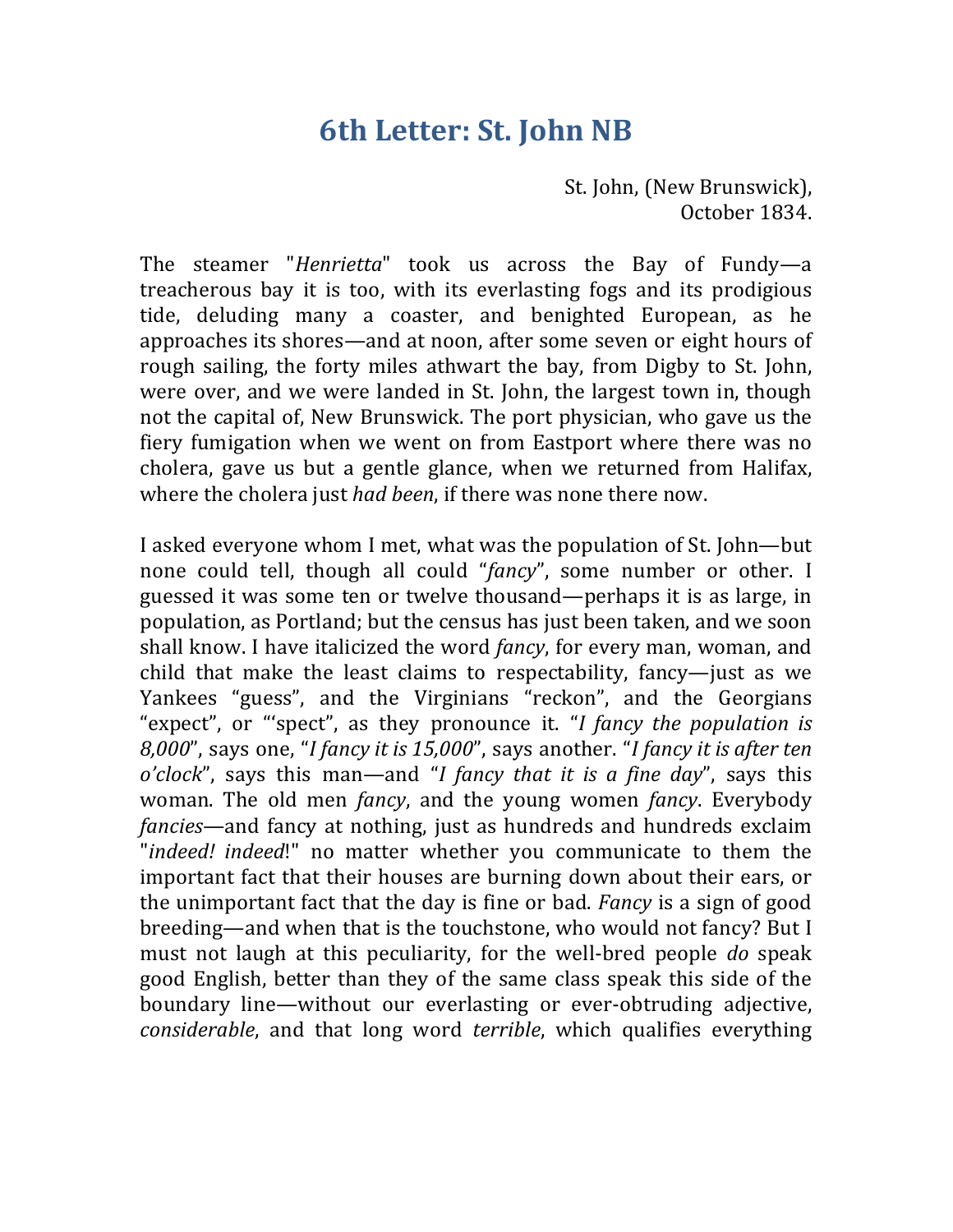# 6th Letter: St. John NB

St. John, (New Brunswick),
October 1834.

The steamer "*Henrietta*" took us across the Bay of Fundy—a treacherous bay it is too, with its everlasting fogs and its prodigious tide, deluding many a coaster, and benighted European, as he approaches its shores—and at noon, after some seven or eight hours of rough sailing, the forty miles athwart the bay, from Digby to St. John, were over, and we were landed in St. John, the largest town in, though not the capital of, New Brunswick. The port physician, who gave us the fiery fumigation when we went on from Eastport where there was no cholera, gave us but a gentle glance, when we returned from Halifax, where the cholera just *had been*, if there was none there now.

I asked everyone whom I met, what was the population of St. John—but none could tell, though all could "*fancy*", some number or other. I guessed it was some ten or twelve thousand—perhaps it is as large, in population, as Portland; but the census has just been taken, and we soon shall know. I have italicized the word *fancy*, for every man, woman, and child that make the least claims to respectability, fancy—just as we Yankees "guess", and the Virginians "reckon", and the Georgians "expect", or "'spect", as they pronounce it. "*I fancy the population is 8,000*", says one, "*I fancy it is 15,000*", says another. "*I fancy it is after ten o'clock*", says this man—and "*I fancy that it is a fine day*", says this woman. The old men *fancy*, and the young women *fancy*. Everybody *fancies*—and fancy at nothing, just as hundreds and hundreds exclaim "*indeed! indeed*!" no matter whether you communicate to them the important fact that their houses are burning down about their ears, or the unimportant fact that the day is fine or bad. *Fancy* is a sign of good breeding—and when that is the touchstone, who would not fancy? But I must not laugh at this peculiarity, for the well-bred people *do* speak good English, better than they of the same class speak this side of the boundary line—without our everlasting or ever-obtruding adjective, *considerable*, and that long word *terrible*, which qualifies everything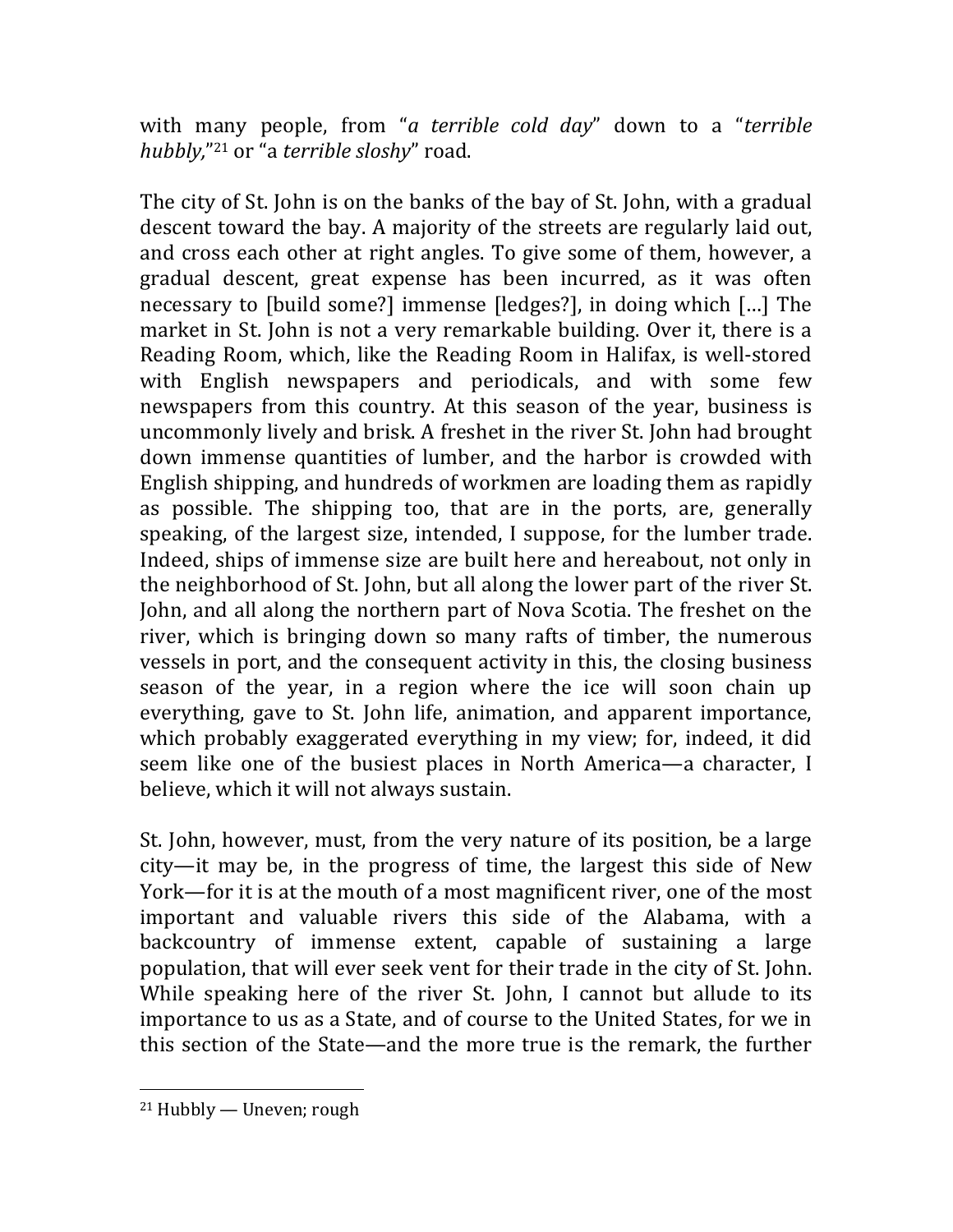with many people, from "*a terrible cold day*" down to a "*terrible hubbly,*"[21] or "a *terrible sloshy*" road.

The city of St. John is on the banks of the bay of St. John, with a gradual descent toward the bay. A majority of the streets are regularly laid out, and cross each other at right angles. To give some of them, however, a gradual descent, great expense has been incurred, as it was often necessary to [build some?] immense [ledges?], in doing which […] The market in St. John is not a very remarkable building. Over it, there is a Reading Room, which, like the Reading Room in Halifax, is well-stored with English newspapers and periodicals, and with some few newspapers from this country. At this season of the year, business is uncommonly lively and brisk. A freshet in the river St. John had brought down immense quantities of lumber, and the harbor is crowded with English shipping, and hundreds of workmen are loading them as rapidly as possible. The shipping too, that are in the ports, are, generally speaking, of the largest size, intended, I suppose, for the lumber trade. Indeed, ships of immense size are built here and hereabout, not only in the neighborhood of St. John, but all along the lower part of the river St. John, and all along the northern part of Nova Scotia. The freshet on the river, which is bringing down so many rafts of timber, the numerous vessels in port, and the consequent activity in this, the closing business season of the year, in a region where the ice will soon chain up everything, gave to St. John life, animation, and apparent importance, which probably exaggerated everything in my view; for, indeed, it did seem like one of the busiest places in North America—a character, I believe, which it will not always sustain.

St. John, however, must, from the very nature of its position, be a large city—it may be, in the progress of time, the largest this side of New York—for it is at the mouth of a most magnificent river, one of the most important and valuable rivers this side of the Alabama, with a backcountry of immense extent, capable of sustaining a large population, that will ever seek vent for their trade in the city of St. John. While speaking here of the river St. John, I cannot but allude to its importance to us as a State, and of course to the United States, for we in this section of the State—and the more true is the remark, the further

---

[21] Hubbly — Uneven; rough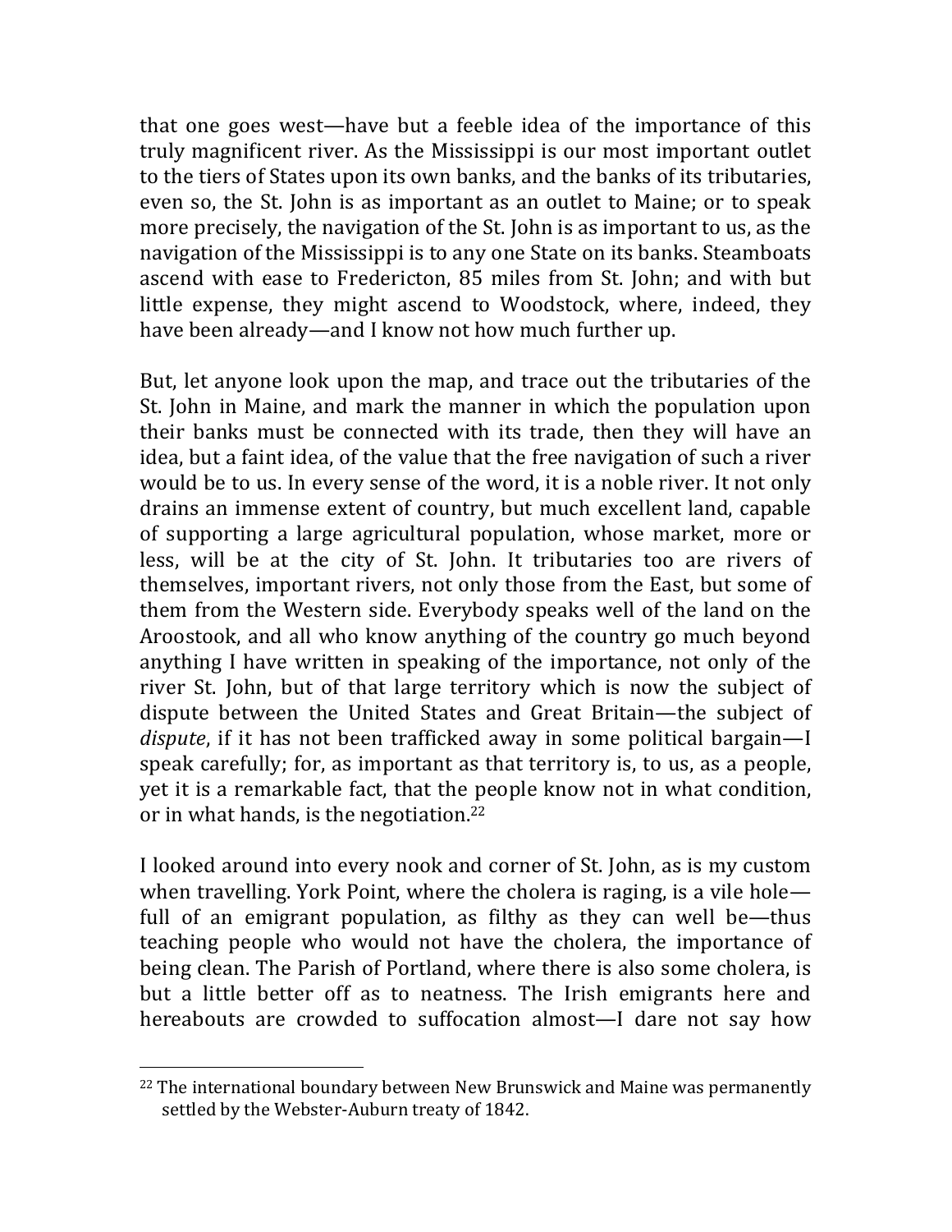that one goes west—have but a feeble idea of the importance of this truly magnificent river. As the Mississippi is our most important outlet to the tiers of States upon its own banks, and the banks of its tributaries, even so, the St. John is as important as an outlet to Maine; or to speak more precisely, the navigation of the St. John is as important to us, as the navigation of the Mississippi is to any one State on its banks. Steamboats ascend with ease to Fredericton, 85 miles from St. John; and with but little expense, they might ascend to Woodstock, where, indeed, they have been already—and I know not how much further up.

But, let anyone look upon the map, and trace out the tributaries of the St. John in Maine, and mark the manner in which the population upon their banks must be connected with its trade, then they will have an idea, but a faint idea, of the value that the free navigation of such a river would be to us. In every sense of the word, it is a noble river. It not only drains an immense extent of country, but much excellent land, capable of supporting a large agricultural population, whose market, more or less, will be at the city of St. John. It tributaries too are rivers of themselves, important rivers, not only those from the East, but some of them from the Western side. Everybody speaks well of the land on the Aroostook, and all who know anything of the country go much beyond anything I have written in speaking of the importance, not only of the river St. John, but of that large territory which is now the subject of dispute between the United States and Great Britain—the subject of *dispute*, if it has not been trafficked away in some political bargain—I speak carefully; for, as important as that territory is, to us, as a people, yet it is a remarkable fact, that the people know not in what condition, or in what hands, is the negotiation.[22]

I looked around into every nook and corner of St. John, as is my custom when travelling. York Point, where the cholera is raging, is a vile hole—full of an emigrant population, as filthy as they can well be—thus teaching people who would not have the cholera, the importance of being clean. The Parish of Portland, where there is also some cholera, is but a little better off as to neatness. The Irish emigrants here and hereabouts are crowded to suffocation almost—I dare not say how

[22] The international boundary between New Brunswick and Maine was permanently settled by the Webster-Auburn treaty of 1842.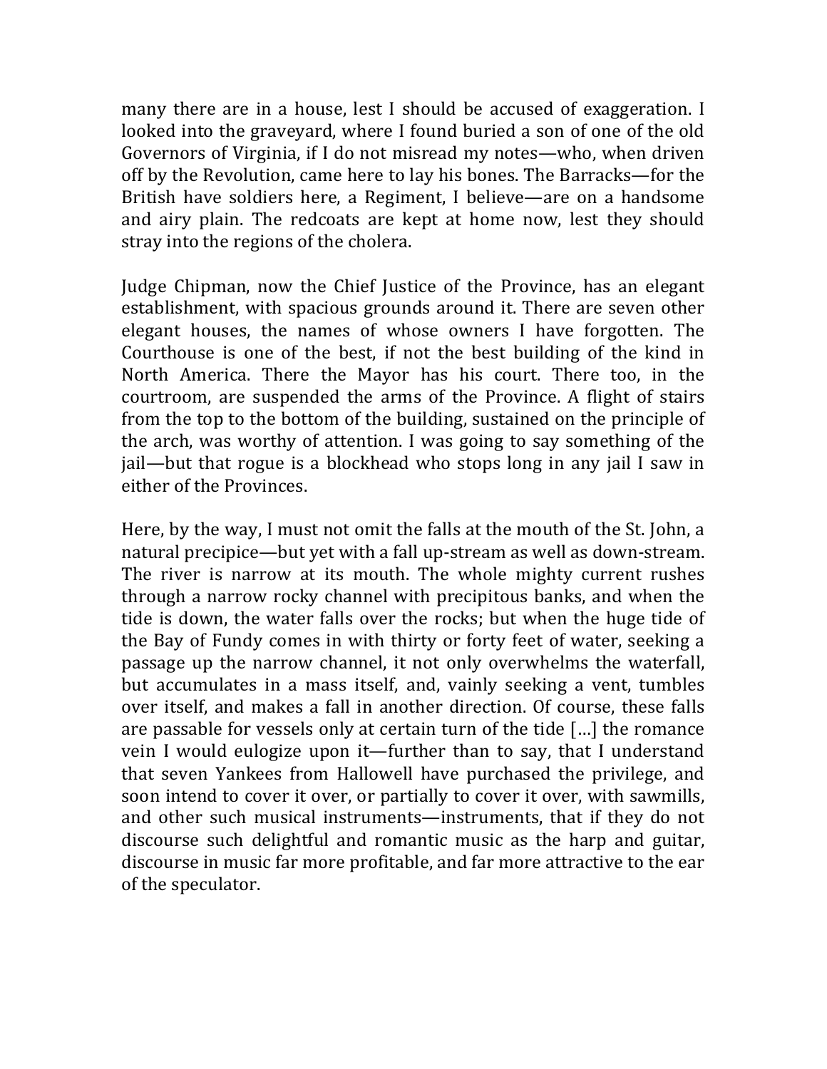many there are in a house, lest I should be accused of exaggeration. I looked into the graveyard, where I found buried a son of one of the old Governors of Virginia, if I do not misread my notes—who, when driven off by the Revolution, came here to lay his bones. The Barracks—for the British have soldiers here, a Regiment, I believe—are on a handsome and airy plain. The redcoats are kept at home now, lest they should stray into the regions of the cholera.

Judge Chipman, now the Chief Justice of the Province, has an elegant establishment, with spacious grounds around it. There are seven other elegant houses, the names of whose owners I have forgotten. The Courthouse is one of the best, if not the best building of the kind in North America. There the Mayor has his court. There too, in the courtroom, are suspended the arms of the Province. A flight of stairs from the top to the bottom of the building, sustained on the principle of the arch, was worthy of attention. I was going to say something of the jail—but that rogue is a blockhead who stops long in any jail I saw in either of the Provinces.

Here, by the way, I must not omit the falls at the mouth of the St. John, a natural precipice—but yet with a fall up-stream as well as down-stream. The river is narrow at its mouth. The whole mighty current rushes through a narrow rocky channel with precipitous banks, and when the tide is down, the water falls over the rocks; but when the huge tide of the Bay of Fundy comes in with thirty or forty feet of water, seeking a passage up the narrow channel, it not only overwhelms the waterfall, but accumulates in a mass itself, and, vainly seeking a vent, tumbles over itself, and makes a fall in another direction. Of course, these falls are passable for vessels only at certain turn of the tide […] the romance vein I would eulogize upon it—further than to say, that I understand that seven Yankees from Hallowell have purchased the privilege, and soon intend to cover it over, or partially to cover it over, with sawmills, and other such musical instruments—instruments, that if they do not discourse such delightful and romantic music as the harp and guitar, discourse in music far more profitable, and far more attractive to the ear of the speculator.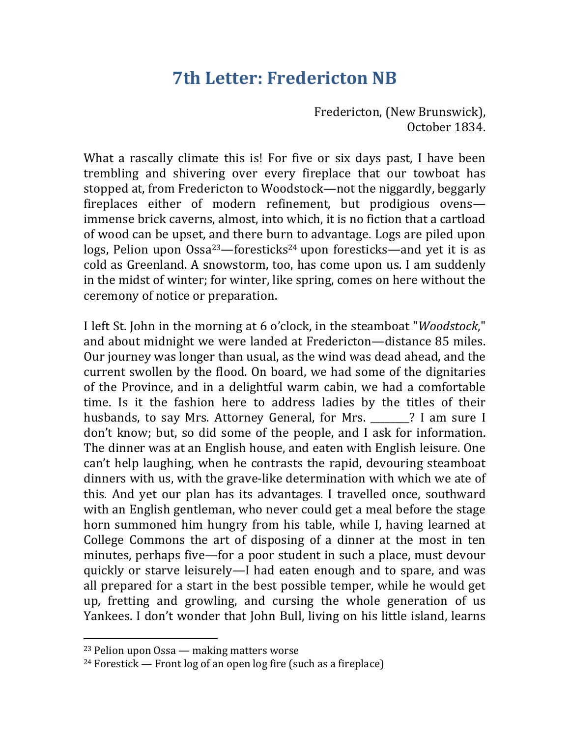# 7th Letter: Fredericton NB

Fredericton, (New Brunswick),
October 1834.

What a rascally climate this is! For five or six days past, I have been trembling and shivering over every fireplace that our towboat has stopped at, from Fredericton to Woodstock—not the niggardly, beggarly fireplaces either of modern refinement, but prodigious ovens—immense brick caverns, almost, into which, it is no fiction that a cartload of wood can be upset, and there burn to advantage. Logs are piled upon logs, Pelion upon Ossa[23]—foresticks[24] upon foresticks—and yet it is as cold as Greenland. A snowstorm, too, has come upon us. I am suddenly in the midst of winter; for winter, like spring, comes on here without the ceremony of notice or preparation.

I left St. John in the morning at 6 o'clock, in the steamboat "*Woodstock*," and about midnight we were landed at Fredericton—distance 85 miles. Our journey was longer than usual, as the wind was dead ahead, and the current swollen by the flood. On board, we had some of the dignitaries of the Province, and in a delightful warm cabin, we had a comfortable time. Is it the fashion here to address ladies by the titles of their husbands, to say Mrs. Attorney General, for Mrs. ________? I am sure I don't know; but, so did some of the people, and I ask for information. The dinner was at an English house, and eaten with English leisure. One can't help laughing, when he contrasts the rapid, devouring steamboat dinners with us, with the grave-like determination with which we ate of this. And yet our plan has its advantages. I travelled once, southward with an English gentleman, who never could get a meal before the stage horn summoned him hungry from his table, while I, having learned at College Commons the art of disposing of a dinner at the most in ten minutes, perhaps five—for a poor student in such a place, must devour quickly or starve leisurely—I had eaten enough and to spare, and was all prepared for a start in the best possible temper, while he would get up, fretting and growling, and cursing the whole generation of us Yankees. I don't wonder that John Bull, living on his little island, learns

[23] Pelion upon Ossa — making matters worse

[24] Forestick — Front log of an open log fire (such as a fireplace)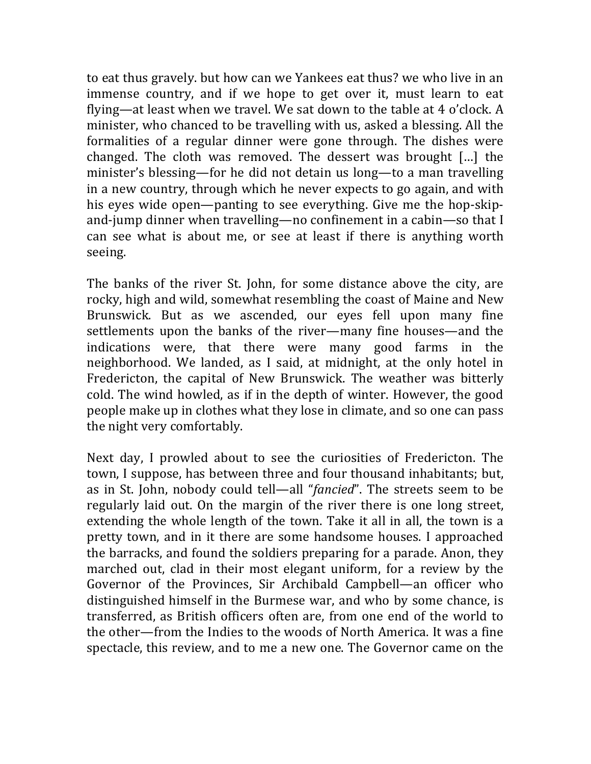to eat thus gravely. but how can we Yankees eat thus? we who live in an immense country, and if we hope to get over it, must learn to eat flying—at least when we travel. We sat down to the table at 4 o'clock. A minister, who chanced to be travelling with us, asked a blessing. All the formalities of a regular dinner were gone through. The dishes were changed. The cloth was removed. The dessert was brought [...] the minister's blessing—for he did not detain us long—to a man travelling in a new country, through which he never expects to go again, and with his eyes wide open—panting to see everything. Give me the hop-skip-and-jump dinner when travelling—no confinement in a cabin—so that I can see what is about me, or see at least if there is anything worth seeing.

The banks of the river St. John, for some distance above the city, are rocky, high and wild, somewhat resembling the coast of Maine and New Brunswick. But as we ascended, our eyes fell upon many fine settlements upon the banks of the river—many fine houses—and the indications were, that there were many good farms in the neighborhood. We landed, as I said, at midnight, at the only hotel in Fredericton, the capital of New Brunswick. The weather was bitterly cold. The wind howled, as if in the depth of winter. However, the good people make up in clothes what they lose in climate, and so one can pass the night very comfortably.

Next day, I prowled about to see the curiosities of Fredericton. The town, I suppose, has between three and four thousand inhabitants; but, as in St. John, nobody could tell—all "*fancied*". The streets seem to be regularly laid out. On the margin of the river there is one long street, extending the whole length of the town. Take it all in all, the town is a pretty town, and in it there are some handsome houses. I approached the barracks, and found the soldiers preparing for a parade. Anon, they marched out, clad in their most elegant uniform, for a review by the Governor of the Provinces, Sir Archibald Campbell—an officer who distinguished himself in the Burmese war, and who by some chance, is transferred, as British officers often are, from one end of the world to the other—from the Indies to the woods of North America. It was a fine spectacle, this review, and to me a new one. The Governor came on the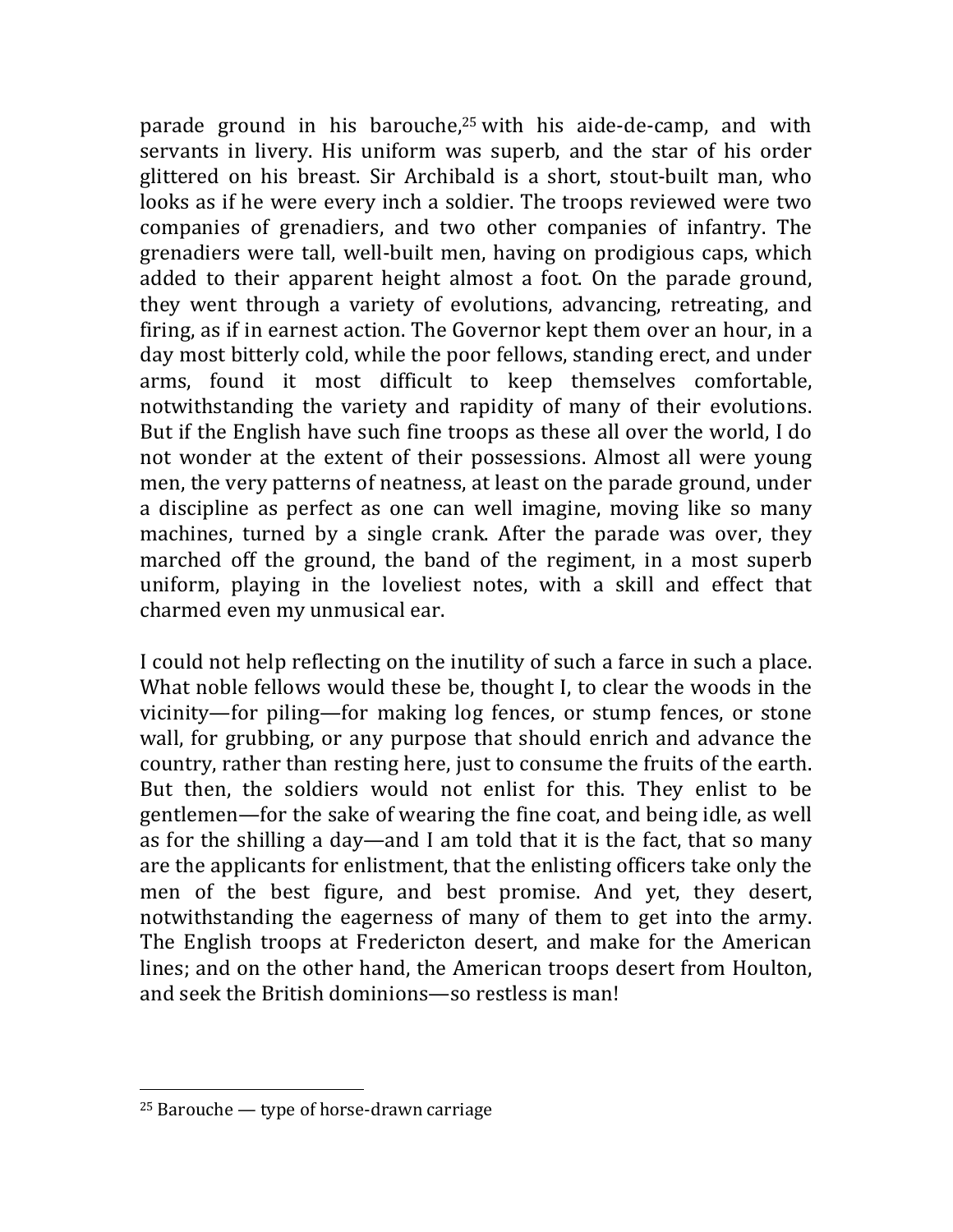parade ground in his barouche,[25] with his aide-de-camp, and with servants in livery. His uniform was superb, and the star of his order glittered on his breast. Sir Archibald is a short, stout-built man, who looks as if he were every inch a soldier. The troops reviewed were two companies of grenadiers, and two other companies of infantry. The grenadiers were tall, well-built men, having on prodigious caps, which added to their apparent height almost a foot. On the parade ground, they went through a variety of evolutions, advancing, retreating, and firing, as if in earnest action. The Governor kept them over an hour, in a day most bitterly cold, while the poor fellows, standing erect, and under arms, found it most difficult to keep themselves comfortable, notwithstanding the variety and rapidity of many of their evolutions. But if the English have such fine troops as these all over the world, I do not wonder at the extent of their possessions. Almost all were young men, the very patterns of neatness, at least on the parade ground, under a discipline as perfect as one can well imagine, moving like so many machines, turned by a single crank. After the parade was over, they marched off the ground, the band of the regiment, in a most superb uniform, playing in the loveliest notes, with a skill and effect that charmed even my unmusical ear.

I could not help reflecting on the inutility of such a farce in such a place. What noble fellows would these be, thought I, to clear the woods in the vicinity—for piling—for making log fences, or stump fences, or stone wall, for grubbing, or any purpose that should enrich and advance the country, rather than resting here, just to consume the fruits of the earth. But then, the soldiers would not enlist for this. They enlist to be gentlemen—for the sake of wearing the fine coat, and being idle, as well as for the shilling a day—and I am told that it is the fact, that so many are the applicants for enlistment, that the enlisting officers take only the men of the best figure, and best promise. And yet, they desert, notwithstanding the eagerness of many of them to get into the army. The English troops at Fredericton desert, and make for the American lines; and on the other hand, the American troops desert from Houlton, and seek the British dominions—so restless is man!

---

[25] Barouche — type of horse-drawn carriage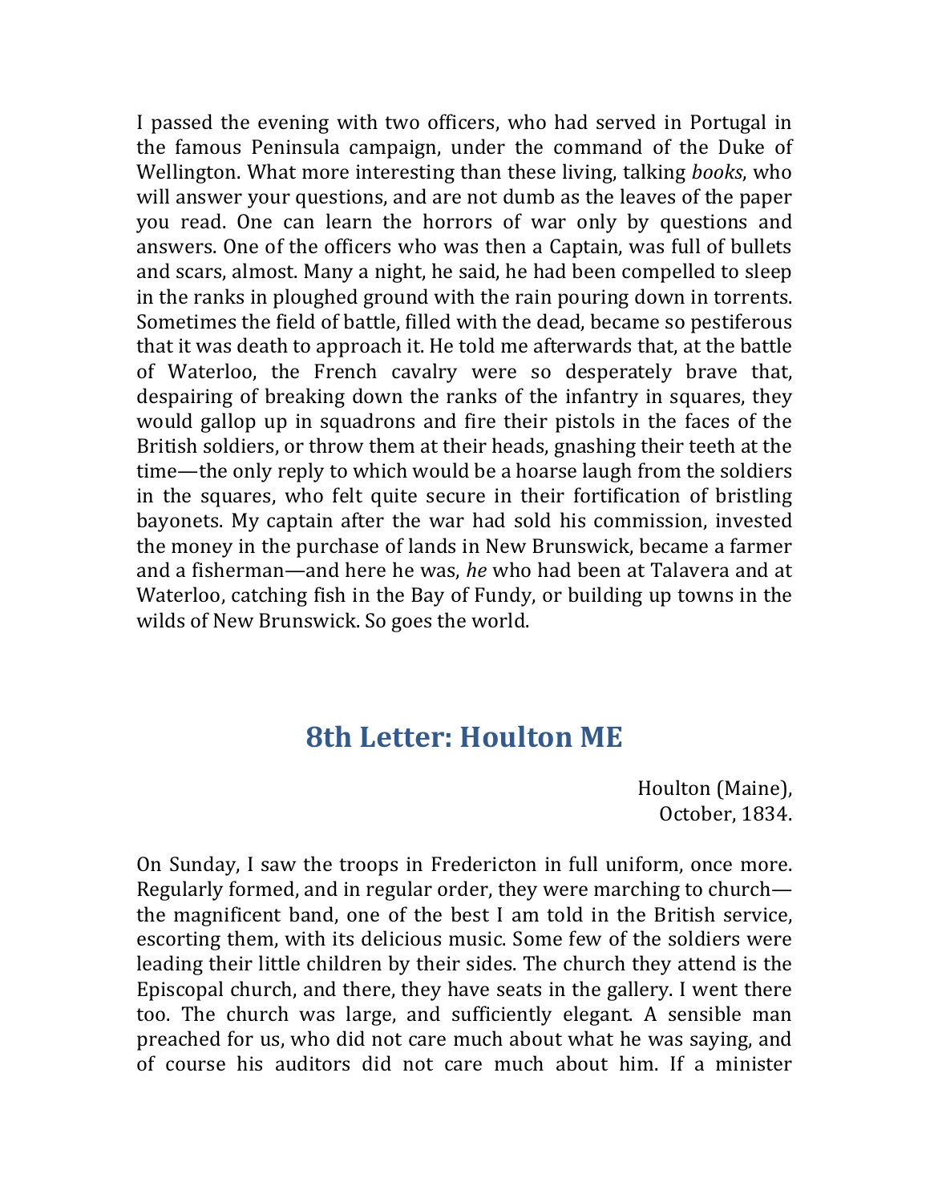I passed the evening with two officers, who had served in Portugal in the famous Peninsula campaign, under the command of the Duke of Wellington. What more interesting than these living, talking *books*, who will answer your questions, and are not dumb as the leaves of the paper you read. One can learn the horrors of war only by questions and answers. One of the officers who was then a Captain, was full of bullets and scars, almost. Many a night, he said, he had been compelled to sleep in the ranks in ploughed ground with the rain pouring down in torrents. Sometimes the field of battle, filled with the dead, became so pestiferous that it was death to approach it. He told me afterwards that, at the battle of Waterloo, the French cavalry were so desperately brave that, despairing of breaking down the ranks of the infantry in squares, they would gallop up in squadrons and fire their pistols in the faces of the British soldiers, or throw them at their heads, gnashing their teeth at the time—the only reply to which would be a hoarse laugh from the soldiers in the squares, who felt quite secure in their fortification of bristling bayonets. My captain after the war had sold his commission, invested the money in the purchase of lands in New Brunswick, became a farmer and a fisherman—and here he was, *he* who had been at Talavera and at Waterloo, catching fish in the Bay of Fundy, or building up towns in the wilds of New Brunswick. So goes the world.

## 8th Letter: Houlton ME

Houlton (Maine),
October, 1834.

On Sunday, I saw the troops in Fredericton in full uniform, once more. Regularly formed, and in regular order, they were marching to church—the magnificent band, one of the best I am told in the British service, escorting them, with its delicious music. Some few of the soldiers were leading their little children by their sides. The church they attend is the Episcopal church, and there, they have seats in the gallery. I went there too. The church was large, and sufficiently elegant. A sensible man preached for us, who did not care much about what he was saying, and of course his auditors did not care much about him. If a minister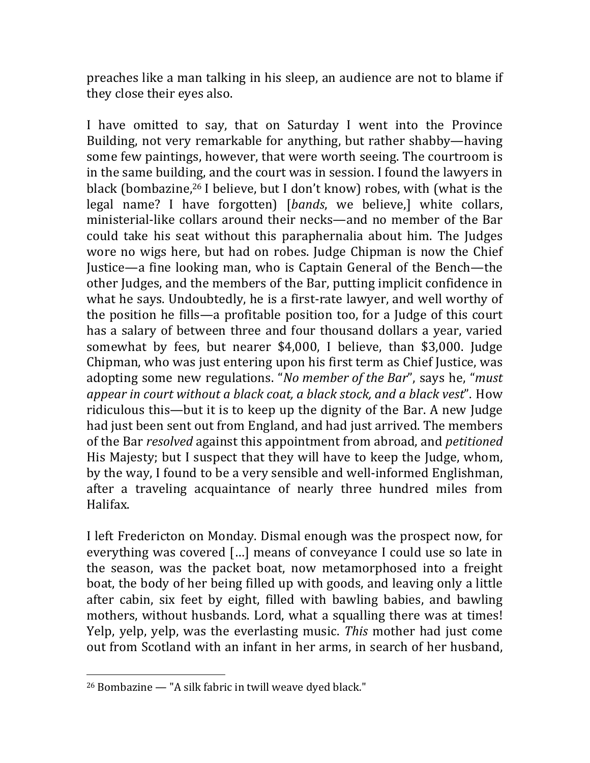preaches like a man talking in his sleep, an audience are not to blame if they close their eyes also.

I have omitted to say, that on Saturday I went into the Province Building, not very remarkable for anything, but rather shabby—having some few paintings, however, that were worth seeing. The courtroom is in the same building, and the court was in session. I found the lawyers in black (bombazine,[26] I believe, but I don't know) robes, with (what is the legal name? I have forgotten) [*bands*, we believe,] white collars, ministerial-like collars around their necks—and no member of the Bar could take his seat without this paraphernalia about him. The Judges wore no wigs here, but had on robes. Judge Chipman is now the Chief Justice—a fine looking man, who is Captain General of the Bench—the other Judges, and the members of the Bar, putting implicit confidence in what he says. Undoubtedly, he is a first-rate lawyer, and well worthy of the position he fills—a profitable position too, for a Judge of this court has a salary of between three and four thousand dollars a year, varied somewhat by fees, but nearer $4,000, I believe, than $3,000. Judge Chipman, who was just entering upon his first term as Chief Justice, was adopting some new regulations. "*No member of the Bar*", says he, "*must appear in court without a black coat, a black stock, and a black vest*". How ridiculous this—but it is to keep up the dignity of the Bar. A new Judge had just been sent out from England, and had just arrived. The members of the Bar *resolved* against this appointment from abroad, and *petitioned* His Majesty; but I suspect that they will have to keep the Judge, whom, by the way, I found to be a very sensible and well-informed Englishman, after a traveling acquaintance of nearly three hundred miles from Halifax.

I left Fredericton on Monday. Dismal enough was the prospect now, for everything was covered […] means of conveyance I could use so late in the season, was the packet boat, now metamorphosed into a freight boat, the body of her being filled up with goods, and leaving only a little after cabin, six feet by eight, filled with bawling babies, and bawling mothers, without husbands. Lord, what a squalling there was at times! Yelp, yelp, yelp, was the everlasting music. *This* mother had just come out from Scotland with an infant in her arms, in search of her husband,

[26] Bombazine — "A silk fabric in twill weave dyed black."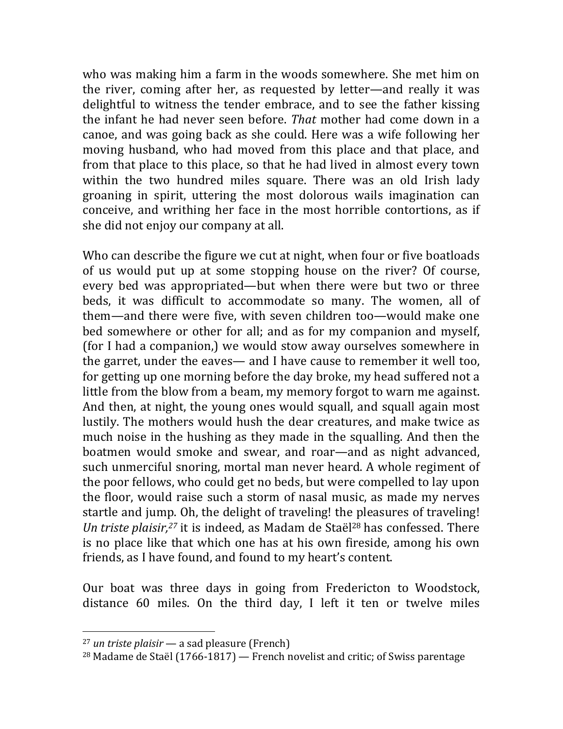who was making him a farm in the woods somewhere. She met him on the river, coming after her, as requested by letter—and really it was delightful to witness the tender embrace, and to see the father kissing the infant he had never seen before. *That* mother had come down in a canoe, and was going back as she could. Here was a wife following her moving husband, who had moved from this place and that place, and from that place to this place, so that he had lived in almost every town within the two hundred miles square. There was an old Irish lady groaning in spirit, uttering the most dolorous wails imagination can conceive, and writhing her face in the most horrible contortions, as if she did not enjoy our company at all.

Who can describe the figure we cut at night, when four or five boatloads of us would put up at some stopping house on the river? Of course, every bed was appropriated—but when there were but two or three beds, it was difficult to accommodate so many. The women, all of them—and there were five, with seven children too—would make one bed somewhere or other for all; and as for my companion and myself, (for I had a companion,) we would stow away ourselves somewhere in the garret, under the eaves— and I have cause to remember it well too, for getting up one morning before the day broke, my head suffered not a little from the blow from a beam, my memory forgot to warn me against. And then, at night, the young ones would squall, and squall again most lustily. The mothers would hush the dear creatures, and make twice as much noise in the hushing as they made in the squalling. And then the boatmen would smoke and swear, and roar—and as night advanced, such unmerciful snoring, mortal man never heard. A whole regiment of the poor fellows, who could get no beds, but were compelled to lay upon the floor, would raise such a storm of nasal music, as made my nerves startle and jump. Oh, the delight of traveling! the pleasures of traveling! *Un triste plaisir,*[27] it is indeed, as Madam de Staël[28] has confessed. There is no place like that which one has at his own fireside, among his own friends, as I have found, and found to my heart's content.

Our boat was three days in going from Fredericton to Woodstock, distance 60 miles. On the third day, I left it ten or twelve miles

---

[27] *un triste plaisir* — a sad pleasure (French)

[28] Madame de Staël (1766-1817) — French novelist and critic; of Swiss parentage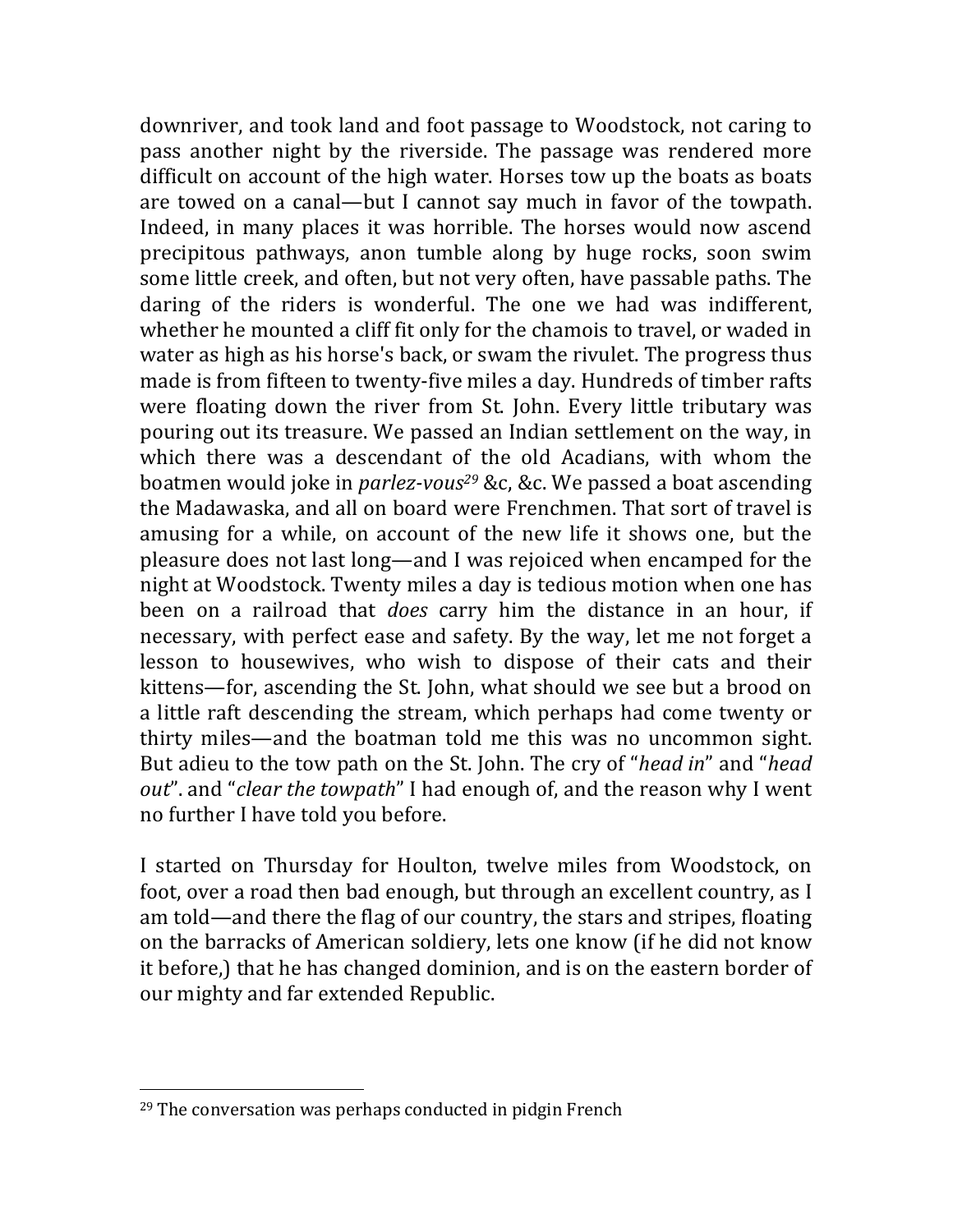downriver, and took land and foot passage to Woodstock, not caring to pass another night by the riverside. The passage was rendered more difficult on account of the high water. Horses tow up the boats as boats are towed on a canal—but I cannot say much in favor of the towpath. Indeed, in many places it was horrible. The horses would now ascend precipitous pathways, anon tumble along by huge rocks, soon swim some little creek, and often, but not very often, have passable paths. The daring of the riders is wonderful. The one we had was indifferent, whether he mounted a cliff fit only for the chamois to travel, or waded in water as high as his horse's back, or swam the rivulet. The progress thus made is from fifteen to twenty-five miles a day. Hundreds of timber rafts were floating down the river from St. John. Every little tributary was pouring out its treasure. We passed an Indian settlement on the way, in which there was a descendant of the old Acadians, with whom the boatmen would joke in *parlez-vous*[29] &c, &c. We passed a boat ascending the Madawaska, and all on board were Frenchmen. That sort of travel is amusing for a while, on account of the new life it shows one, but the pleasure does not last long—and I was rejoiced when encamped for the night at Woodstock. Twenty miles a day is tedious motion when one has been on a railroad that *does* carry him the distance in an hour, if necessary, with perfect ease and safety. By the way, let me not forget a lesson to housewives, who wish to dispose of their cats and their kittens—for, ascending the St. John, what should we see but a brood on a little raft descending the stream, which perhaps had come twenty or thirty miles—and the boatman told me this was no uncommon sight. But adieu to the tow path on the St. John. The cry of "*head in*" and "*head out*". and "*clear the towpath*" I had enough of, and the reason why I went no further I have told you before.

I started on Thursday for Houlton, twelve miles from Woodstock, on foot, over a road then bad enough, but through an excellent country, as I am told—and there the flag of our country, the stars and stripes, floating on the barracks of American soldiery, lets one know (if he did not know it before,) that he has changed dominion, and is on the eastern border of our mighty and far extended Republic.

[29] The conversation was perhaps conducted in pidgin French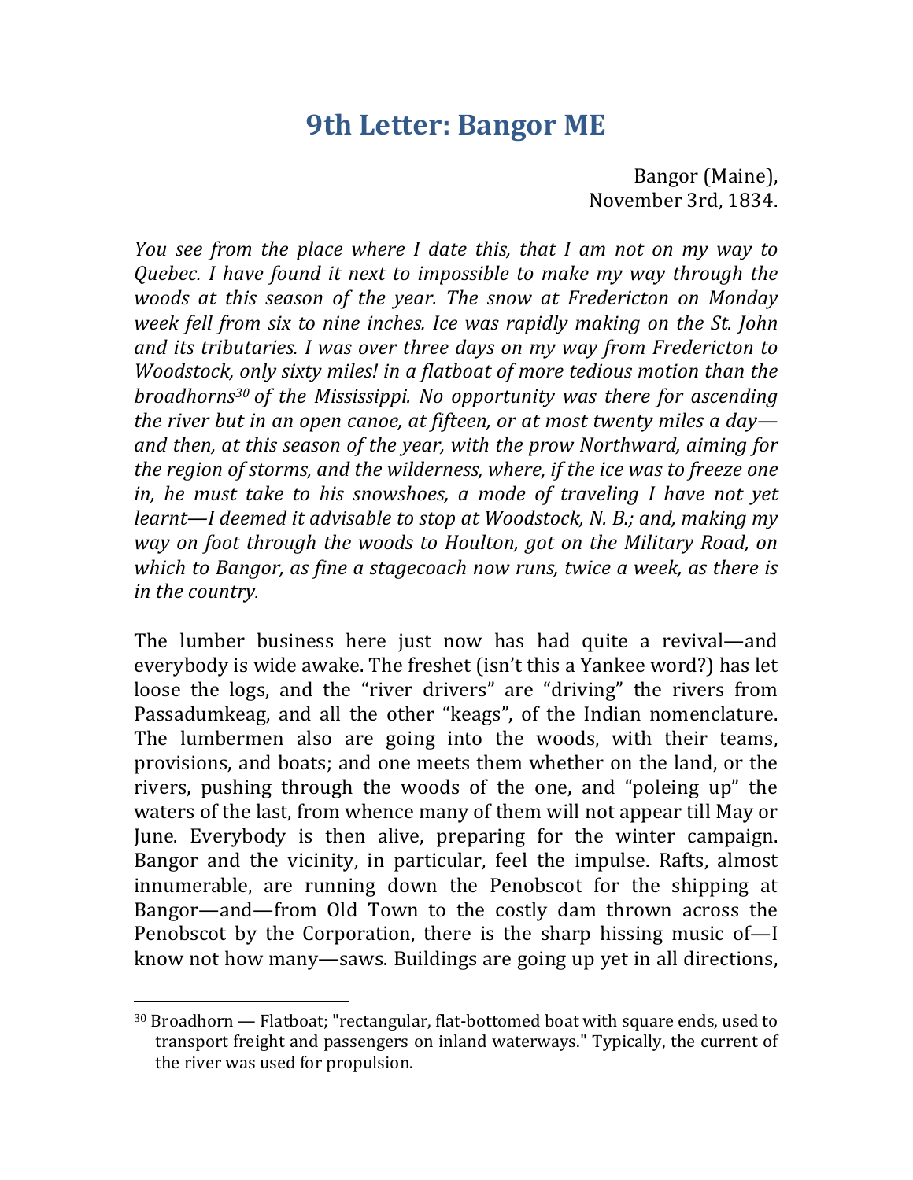# 9th Letter: Bangor ME

Bangor (Maine),
November 3rd, 1834.

*You see from the place where I date this, that I am not on my way to Quebec. I have found it next to impossible to make my way through the woods at this season of the year. The snow at Fredericton on Monday week fell from six to nine inches. Ice was rapidly making on the St. John and its tributaries. I was over three days on my way from Fredericton to Woodstock, only sixty miles! in a flatboat of more tedious motion than the broadhorns[30] of the Mississippi. No opportunity was there for ascending the river but in an open canoe, at fifteen, or at most twenty miles a day—and then, at this season of the year, with the prow Northward, aiming for the region of storms, and the wilderness, where, if the ice was to freeze one in, he must take to his snowshoes, a mode of traveling I have not yet learnt—I deemed it advisable to stop at Woodstock, N. B.; and, making my way on foot through the woods to Houlton, got on the Military Road, on which to Bangor, as fine a stagecoach now runs, twice a week, as there is in the country.*

The lumber business here just now has had quite a revival—and everybody is wide awake. The freshet (isn't this a Yankee word?) has let loose the logs, and the "river drivers" are "driving" the rivers from Passadumkeag, and all the other "keags", of the Indian nomenclature. The lumbermen also are going into the woods, with their teams, provisions, and boats; and one meets them whether on the land, or the rivers, pushing through the woods of the one, and "poleing up" the waters of the last, from whence many of them will not appear till May or June. Everybody is then alive, preparing for the winter campaign. Bangor and the vicinity, in particular, feel the impulse. Rafts, almost innumerable, are running down the Penobscot for the shipping at Bangor—and—from Old Town to the costly dam thrown across the Penobscot by the Corporation, there is the sharp hissing music of—I know not how many—saws. Buildings are going up yet in all directions,

[30] Broadhorn — Flatboat; "rectangular, flat-bottomed boat with square ends, used to transport freight and passengers on inland waterways." Typically, the current of the river was used for propulsion.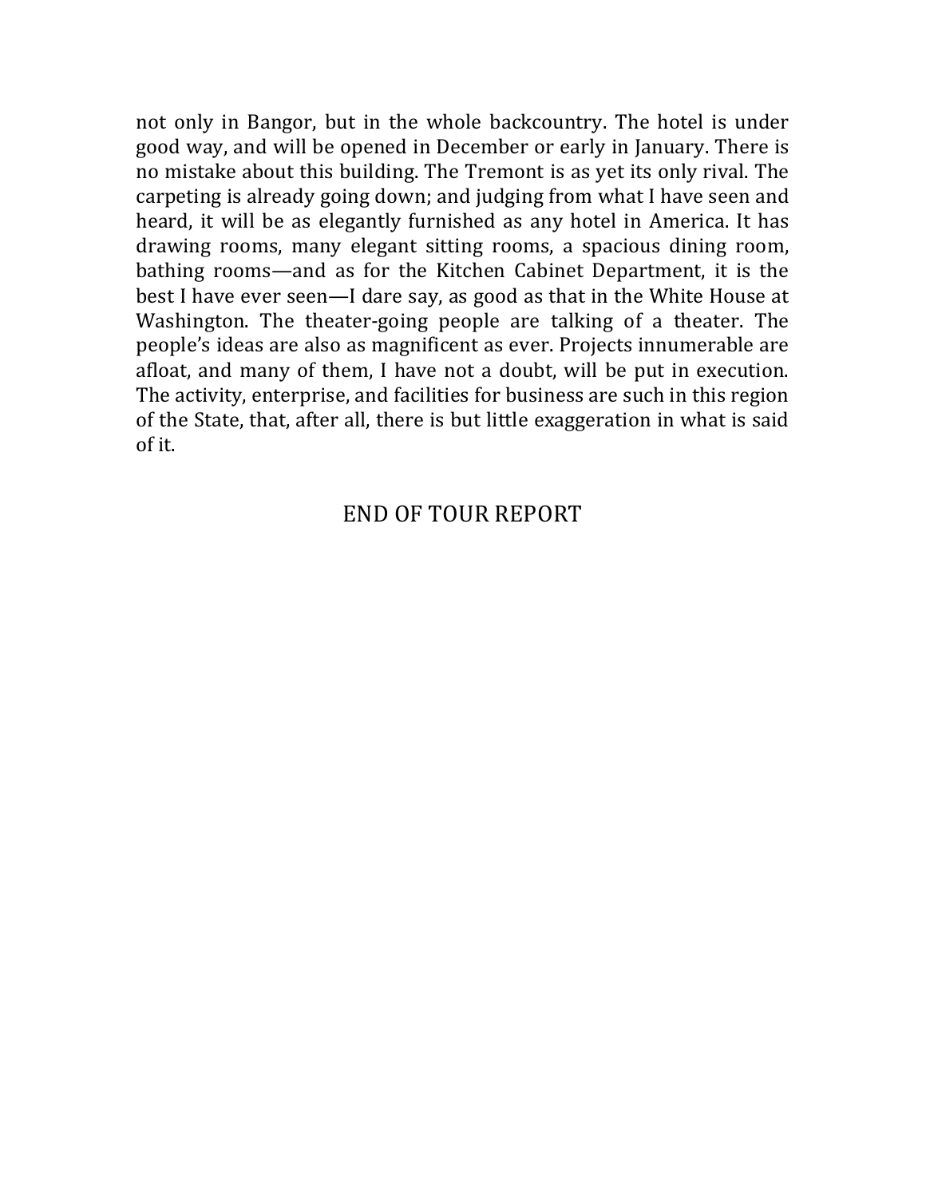not only in Bangor, but in the whole backcountry. The hotel is under good way, and will be opened in December or early in January. There is no mistake about this building. The Tremont is as yet its only rival. The carpeting is already going down; and judging from what I have seen and heard, it will be as elegantly furnished as any hotel in America. It has drawing rooms, many elegant sitting rooms, a spacious dining room, bathing rooms—and as for the Kitchen Cabinet Department, it is the best I have ever seen—I dare say, as good as that in the White House at Washington. The theater-going people are talking of a theater. The people's ideas are also as magnificent as ever. Projects innumerable are afloat, and many of them, I have not a doubt, will be put in execution. The activity, enterprise, and facilities for business are such in this region of the State, that, after all, there is but little exaggeration in what is said of it.

END OF TOUR REPORT